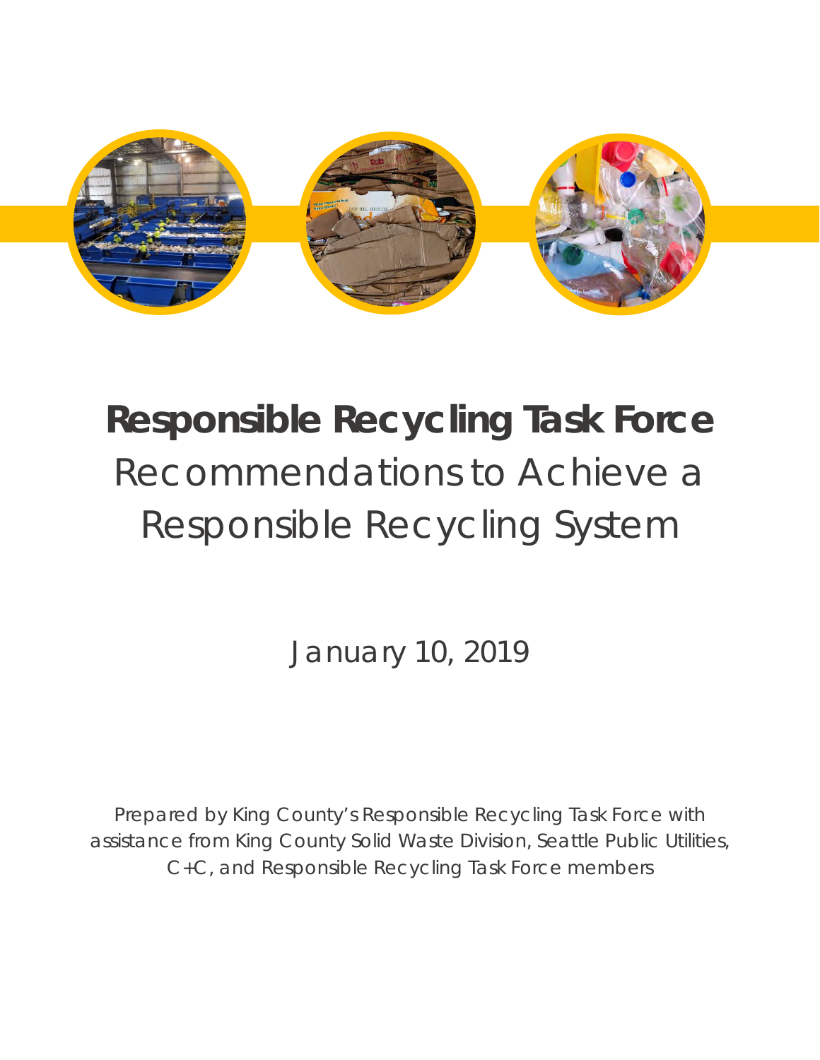# Responsible Recycling Task Force

Recommendations to Achieve a Responsible Recycling System

January 10, 2019

Prepared by King County's Responsible Recycling Task Force with assistance from King County Solid Waste Division, Seattle Public Utilities, C+C, and Responsible Recycling Task Force members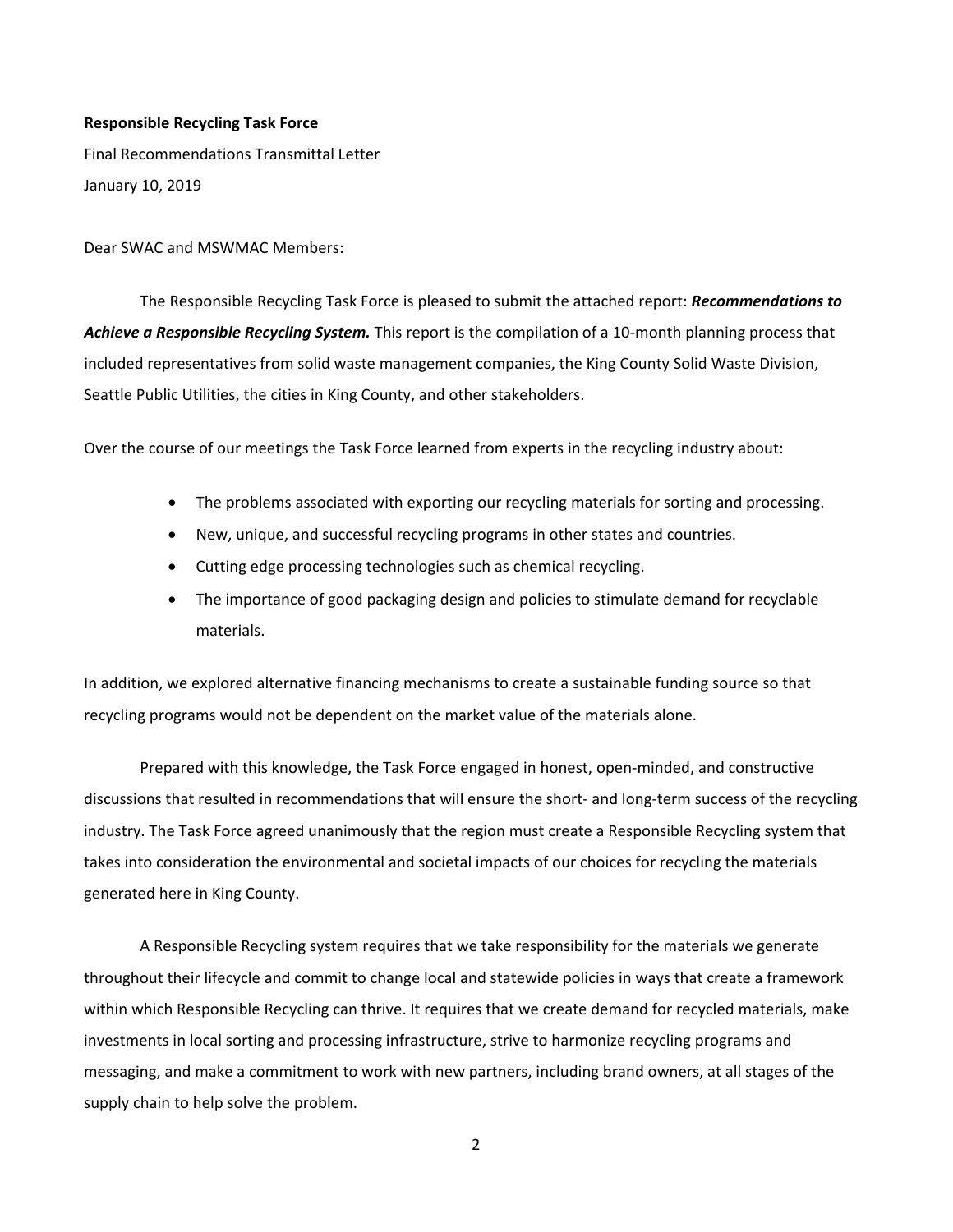**Responsible Recycling Task Force**

Final Recommendations Transmittal Letter

January 10, 2019

Dear SWAC and MSWMAC Members:

The Responsible Recycling Task Force is pleased to submit the attached report: ***Recommendations to Achieve a Responsible Recycling System.*** This report is the compilation of a 10-month planning process that included representatives from solid waste management companies, the King County Solid Waste Division, Seattle Public Utilities, the cities in King County, and other stakeholders.

Over the course of our meetings the Task Force learned from experts in the recycling industry about:

- The problems associated with exporting our recycling materials for sorting and processing.
- New, unique, and successful recycling programs in other states and countries.
- Cutting edge processing technologies such as chemical recycling.
- The importance of good packaging design and policies to stimulate demand for recyclable materials.

In addition, we explored alternative financing mechanisms to create a sustainable funding source so that recycling programs would not be dependent on the market value of the materials alone.

Prepared with this knowledge, the Task Force engaged in honest, open-minded, and constructive discussions that resulted in recommendations that will ensure the short- and long-term success of the recycling industry. The Task Force agreed unanimously that the region must create a Responsible Recycling system that takes into consideration the environmental and societal impacts of our choices for recycling the materials generated here in King County.

A Responsible Recycling system requires that we take responsibility for the materials we generate throughout their lifecycle and commit to change local and statewide policies in ways that create a framework within which Responsible Recycling can thrive. It requires that we create demand for recycled materials, make investments in local sorting and processing infrastructure, strive to harmonize recycling programs and messaging, and make a commitment to work with new partners, including brand owners, at all stages of the supply chain to help solve the problem.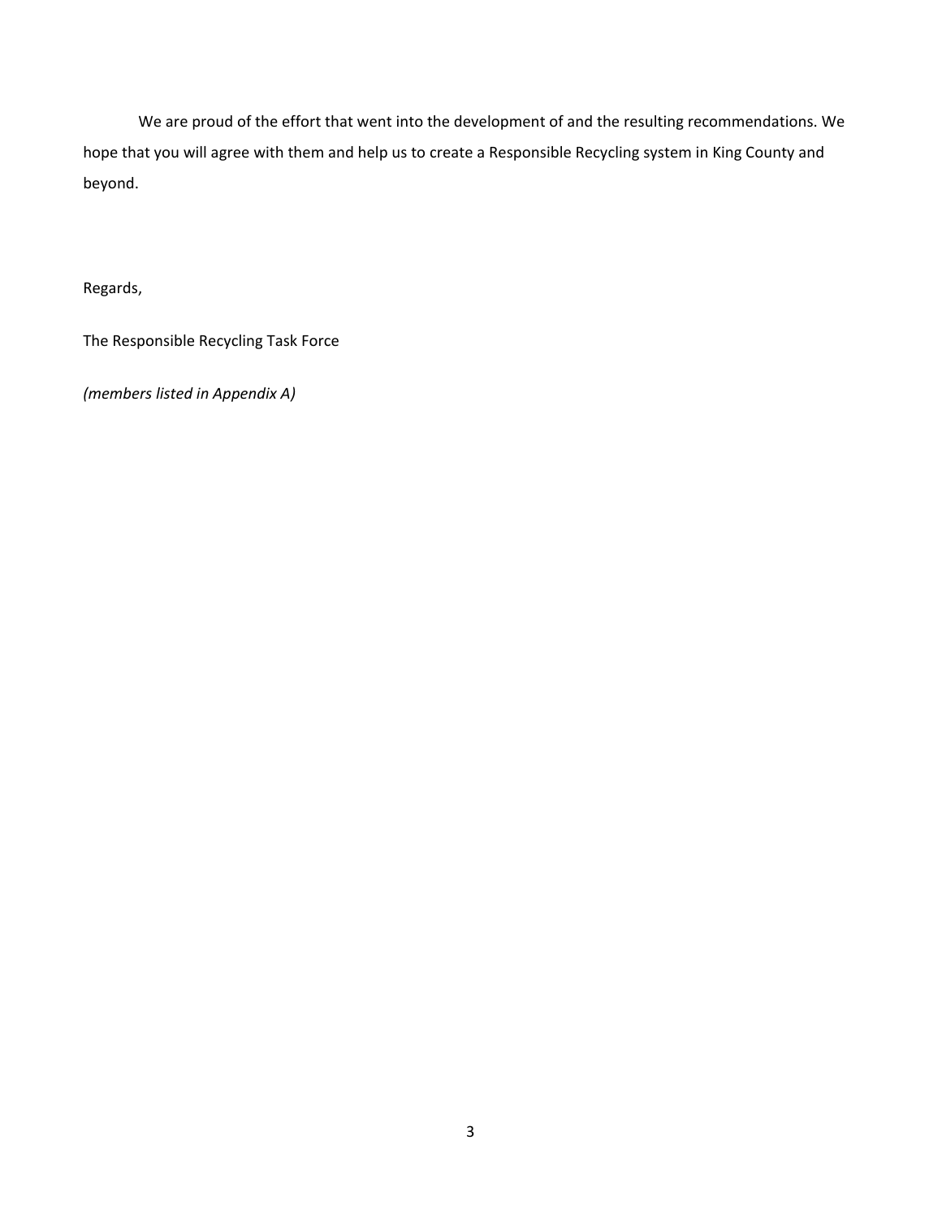We are proud of the effort that went into the development of and the resulting recommendations. We hope that you will agree with them and help us to create a Responsible Recycling system in King County and beyond.

Regards,

The Responsible Recycling Task Force

*(members listed in Appendix A)*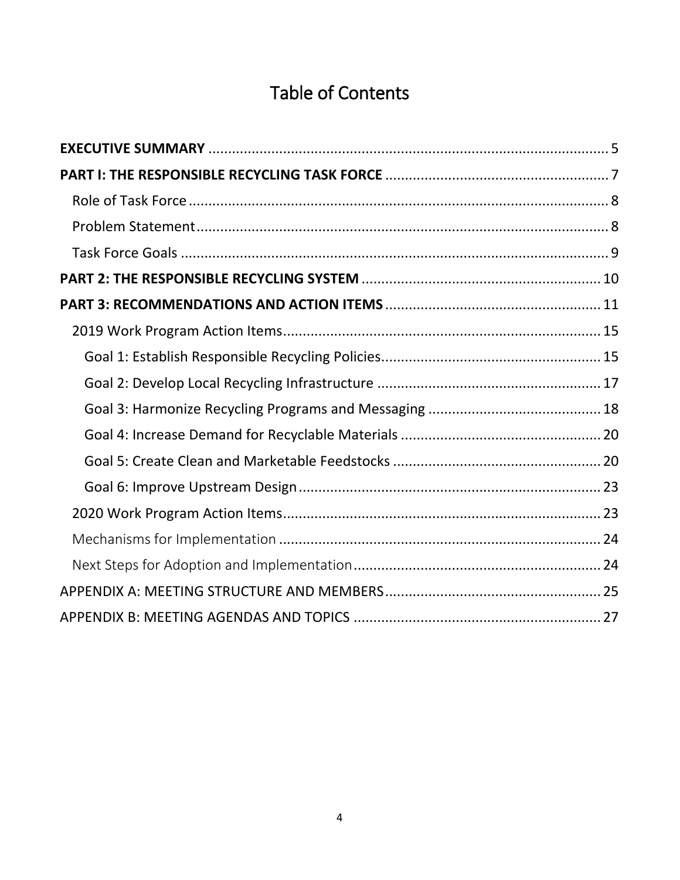# Table of Contents

**EXECUTIVE SUMMARY** ........ 5

**PART I: THE RESPONSIBLE RECYCLING TASK FORCE** ........ 7

- Role of Task Force ........ 8
- Problem Statement ........ 8
- Task Force Goals ........ 9

**PART 2: THE RESPONSIBLE RECYCLING SYSTEM** ........ 10

**PART 3: RECOMMENDATIONS AND ACTION ITEMS** ........ 11

- 2019 Work Program Action Items ........ 15
  - Goal 1: Establish Responsible Recycling Policies ........ 15
  - Goal 2: Develop Local Recycling Infrastructure ........ 17
  - Goal 3: Harmonize Recycling Programs and Messaging ........ 18
  - Goal 4: Increase Demand for Recyclable Materials ........ 20
  - Goal 5: Create Clean and Marketable Feedstocks ........ 20
  - Goal 6: Improve Upstream Design ........ 23
- 2020 Work Program Action Items ........ 23
- Mechanisms for Implementation ........ 24
- Next Steps for Adoption and Implementation ........ 24

APPENDIX A: MEETING STRUCTURE AND MEMBERS ........ 25

APPENDIX B: MEETING AGENDAS AND TOPICS ........ 27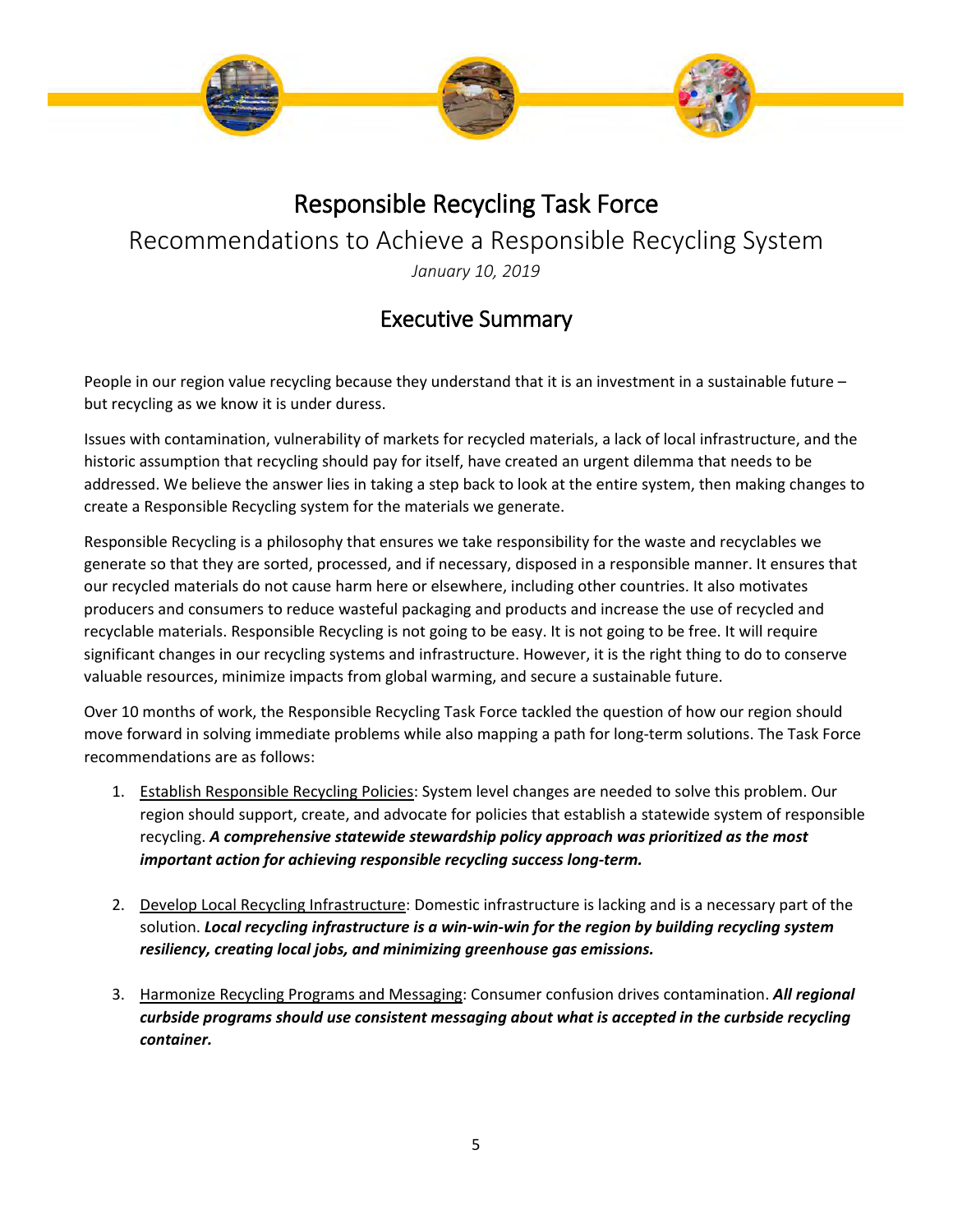# Responsible Recycling Task Force

## Recommendations to Achieve a Responsible Recycling System

*January 10, 2019*

## Executive Summary

People in our region value recycling because they understand that it is an investment in a sustainable future – but recycling as we know it is under duress.

Issues with contamination, vulnerability of markets for recycled materials, a lack of local infrastructure, and the historic assumption that recycling should pay for itself, have created an urgent dilemma that needs to be addressed. We believe the answer lies in taking a step back to look at the entire system, then making changes to create a Responsible Recycling system for the materials we generate.

Responsible Recycling is a philosophy that ensures we take responsibility for the waste and recyclables we generate so that they are sorted, processed, and if necessary, disposed in a responsible manner. It ensures that our recycled materials do not cause harm here or elsewhere, including other countries. It also motivates producers and consumers to reduce wasteful packaging and products and increase the use of recycled and recyclable materials. Responsible Recycling is not going to be easy. It is not going to be free. It will require significant changes in our recycling systems and infrastructure. However, it is the right thing to do to conserve valuable resources, minimize impacts from global warming, and secure a sustainable future.

Over 10 months of work, the Responsible Recycling Task Force tackled the question of how our region should move forward in solving immediate problems while also mapping a path for long-term solutions. The Task Force recommendations are as follows:

1. Establish Responsible Recycling Policies: System level changes are needed to solve this problem. Our region should support, create, and advocate for policies that establish a statewide system of responsible recycling. ***A comprehensive statewide stewardship policy approach was prioritized as the most important action for achieving responsible recycling success long-term.***

2. Develop Local Recycling Infrastructure: Domestic infrastructure is lacking and is a necessary part of the solution. ***Local recycling infrastructure is a win-win-win for the region by building recycling system resiliency, creating local jobs, and minimizing greenhouse gas emissions.***

3. Harmonize Recycling Programs and Messaging: Consumer confusion drives contamination. ***All regional curbside programs should use consistent messaging about what is accepted in the curbside recycling container.***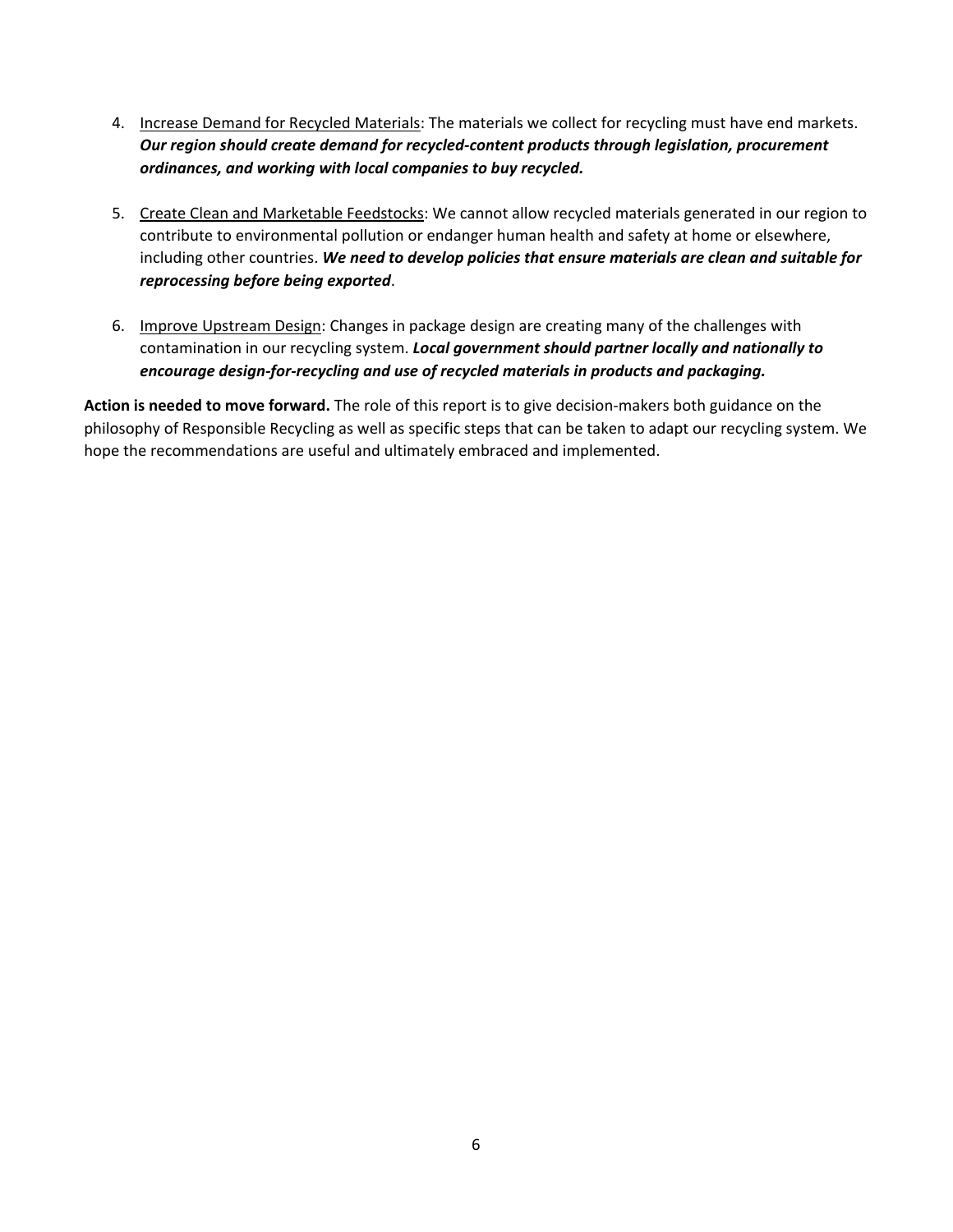4. <u>Increase Demand for Recycled Materials</u>: The materials we collect for recycling must have end markets. ***Our region should create demand for recycled-content products through legislation, procurement ordinances, and working with local companies to buy recycled.***

5. <u>Create Clean and Marketable Feedstocks</u>: We cannot allow recycled materials generated in our region to contribute to environmental pollution or endanger human health and safety at home or elsewhere, including other countries. ***We need to develop policies that ensure materials are clean and suitable for reprocessing before being exported***.

6. <u>Improve Upstream Design</u>: Changes in package design are creating many of the challenges with contamination in our recycling system. ***Local government should partner locally and nationally to encourage design-for-recycling and use of recycled materials in products and packaging.***

**Action is needed to move forward.** The role of this report is to give decision-makers both guidance on the philosophy of Responsible Recycling as well as specific steps that can be taken to adapt our recycling system. We hope the recommendations are useful and ultimately embraced and implemented.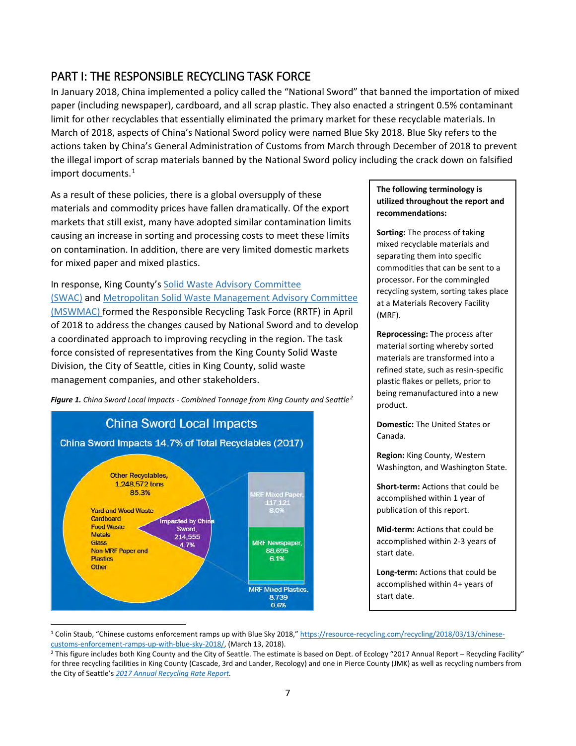## PART I: THE RESPONSIBLE RECYCLING TASK FORCE

In January 2018, China implemented a policy called the "National Sword" that banned the importation of mixed paper (including newspaper), cardboard, and all scrap plastic. They also enacted a stringent 0.5% contaminant limit for other recyclables that essentially eliminated the primary market for these recyclable materials. In March of 2018, aspects of China's National Sword policy were named Blue Sky 2018. Blue Sky refers to the actions taken by China's General Administration of Customs from March through December of 2018 to prevent the illegal import of scrap materials banned by the National Sword policy including the crack down on falsified import documents.[1]

As a result of these policies, there is a global oversupply of these materials and commodity prices have fallen dramatically. Of the export markets that still exist, many have adopted similar contamination limits causing an increase in sorting and processing costs to meet these limits on contamination. In addition, there are very limited domestic markets for mixed paper and mixed plastics.

In response, King County's Solid Waste Advisory Committee (SWAC) and Metropolitan Solid Waste Management Advisory Committee (MSWMAC) formed the Responsible Recycling Task Force (RRTF) in April of 2018 to address the changes caused by National Sword and to develop a coordinated approach to improving recycling in the region. The task force consisted of representatives from the King County Solid Waste Division, the City of Seattle, cities in King County, solid waste management companies, and other stakeholders.

***Figure 1.*** *China Sword Local Impacts - Combined Tonnage from King County and Seattle*[2]

China Sword Local Impacts

China Sword Impacts 14.7% of Total Recyclables (2017)

- Other Recyclables, 1,248,572 tons, 85.3% (Yard and Wood Waste, Cardboard, Food Waste, Metals, Glass, Non-MRF Paper and Plastics, Other)
- Impacted by China Sword, 214,555, 4.7%
  - MRF Mixed Paper, 117,121, 8.0%
  - MRF Newspaper, 88,695, 6.1%
  - MRF Mixed Plastics, 8,739, 0.6%

**The following terminology is utilized throughout the report and recommendations:**

**Sorting:** The process of taking mixed recyclable materials and separating them into specific commodities that can be sent to a processor. For the commingled recycling system, sorting takes place at a Materials Recovery Facility (MRF).

**Reprocessing:** The process after material sorting whereby sorted materials are transformed into a refined state, such as resin-specific plastic flakes or pellets, prior to being remanufactured into a new product.

**Domestic:** The United States or Canada.

**Region:** King County, Western Washington, and Washington State.

**Short-term:** Actions that could be accomplished within 1 year of publication of this report.

**Mid-term:** Actions that could be accomplished within 2-3 years of start date.

**Long-term:** Actions that could be accomplished within 4+ years of start date.

---

[1] Colin Staub, "Chinese customs enforcement ramps up with Blue Sky 2018," https://resource-recycling.com/recycling/2018/03/13/chinese-customs-enforcement-ramps-up-with-blue-sky-2018/, (March 13, 2018).

[2] This figure includes both King County and the City of Seattle. The estimate is based on Dept. of Ecology "2017 Annual Report – Recycling Facility" for three recycling facilities in King County (Cascade, 3rd and Lander, Recology) and one in Pierce County (JMK) as well as recycling numbers from the City of Seattle's *2017 Annual Recycling Rate Report.*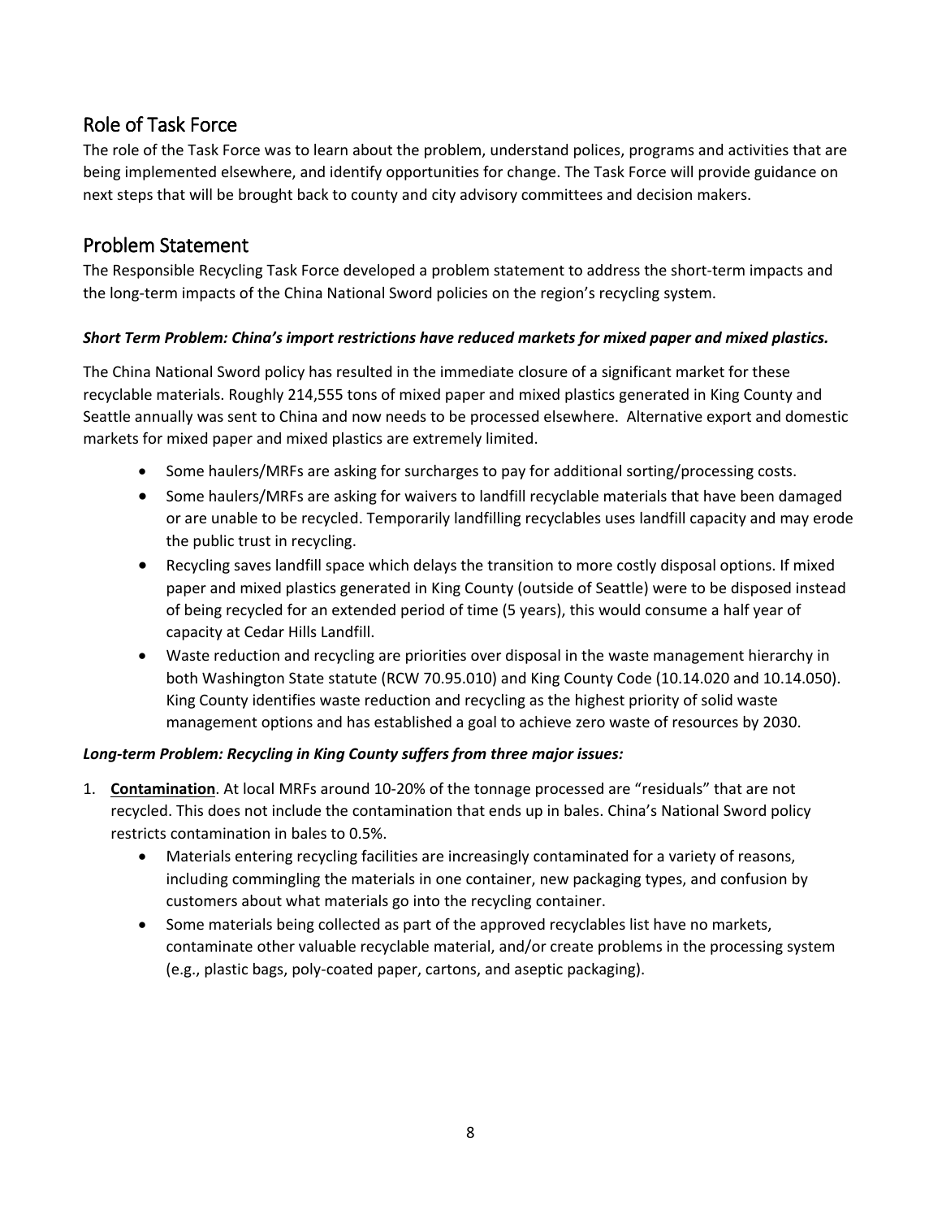## Role of Task Force

The role of the Task Force was to learn about the problem, understand polices, programs and activities that are being implemented elsewhere, and identify opportunities for change. The Task Force will provide guidance on next steps that will be brought back to county and city advisory committees and decision makers.

## Problem Statement

The Responsible Recycling Task Force developed a problem statement to address the short-term impacts and the long-term impacts of the China National Sword policies on the region's recycling system.

***Short Term Problem: China's import restrictions have reduced markets for mixed paper and mixed plastics.***

The China National Sword policy has resulted in the immediate closure of a significant market for these recyclable materials. Roughly 214,555 tons of mixed paper and mixed plastics generated in King County and Seattle annually was sent to China and now needs to be processed elsewhere. Alternative export and domestic markets for mixed paper and mixed plastics are extremely limited.

- Some haulers/MRFs are asking for surcharges to pay for additional sorting/processing costs.
- Some haulers/MRFs are asking for waivers to landfill recyclable materials that have been damaged or are unable to be recycled. Temporarily landfilling recyclables uses landfill capacity and may erode the public trust in recycling.
- Recycling saves landfill space which delays the transition to more costly disposal options. If mixed paper and mixed plastics generated in King County (outside of Seattle) were to be disposed instead of being recycled for an extended period of time (5 years), this would consume a half year of capacity at Cedar Hills Landfill.
- Waste reduction and recycling are priorities over disposal in the waste management hierarchy in both Washington State statute (RCW 70.95.010) and King County Code (10.14.020 and 10.14.050). King County identifies waste reduction and recycling as the highest priority of solid waste management options and has established a goal to achieve zero waste of resources by 2030.

***Long-term Problem: Recycling in King County suffers from three major issues:***

1. **<u>Contamination</u>**. At local MRFs around 10-20% of the tonnage processed are "residuals" that are not recycled. This does not include the contamination that ends up in bales. China's National Sword policy restricts contamination in bales to 0.5%.
    - Materials entering recycling facilities are increasingly contaminated for a variety of reasons, including commingling the materials in one container, new packaging types, and confusion by customers about what materials go into the recycling container.
    - Some materials being collected as part of the approved recyclables list have no markets, contaminate other valuable recyclable material, and/or create problems in the processing system (e.g., plastic bags, poly-coated paper, cartons, and aseptic packaging).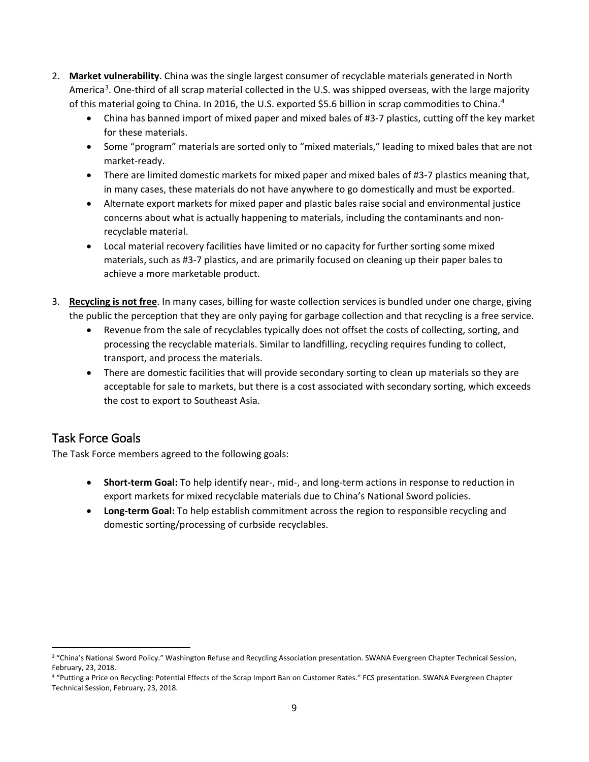2. **Market vulnerability**. China was the single largest consumer of recyclable materials generated in North America[3]. One-third of all scrap material collected in the U.S. was shipped overseas, with the large majority of this material going to China. In 2016, the U.S. exported $5.6 billion in scrap commodities to China.[4]
    - China has banned import of mixed paper and mixed bales of #3-7 plastics, cutting off the key market for these materials.
    - Some "program" materials are sorted only to "mixed materials," leading to mixed bales that are not market-ready.
    - There are limited domestic markets for mixed paper and mixed bales of #3-7 plastics meaning that, in many cases, these materials do not have anywhere to go domestically and must be exported.
    - Alternate export markets for mixed paper and plastic bales raise social and environmental justice concerns about what is actually happening to materials, including the contaminants and non-recyclable material.
    - Local material recovery facilities have limited or no capacity for further sorting some mixed materials, such as #3-7 plastics, and are primarily focused on cleaning up their paper bales to achieve a more marketable product.

3. **Recycling is not free**. In many cases, billing for waste collection services is bundled under one charge, giving the public the perception that they are only paying for garbage collection and that recycling is a free service.
    - Revenue from the sale of recyclables typically does not offset the costs of collecting, sorting, and processing the recyclable materials. Similar to landfilling, recycling requires funding to collect, transport, and process the materials.
    - There are domestic facilities that will provide secondary sorting to clean up materials so they are acceptable for sale to markets, but there is a cost associated with secondary sorting, which exceeds the cost to export to Southeast Asia.

## Task Force Goals

The Task Force members agreed to the following goals:

- **Short-term Goal:** To help identify near-, mid-, and long-term actions in response to reduction in export markets for mixed recyclable materials due to China's National Sword policies.
- **Long-term Goal:** To help establish commitment across the region to responsible recycling and domestic sorting/processing of curbside recyclables.

[3] "China's National Sword Policy." Washington Refuse and Recycling Association presentation. SWANA Evergreen Chapter Technical Session, February, 23, 2018.

[4] "Putting a Price on Recycling: Potential Effects of the Scrap Import Ban on Customer Rates." FCS presentation. SWANA Evergreen Chapter Technical Session, February, 23, 2018.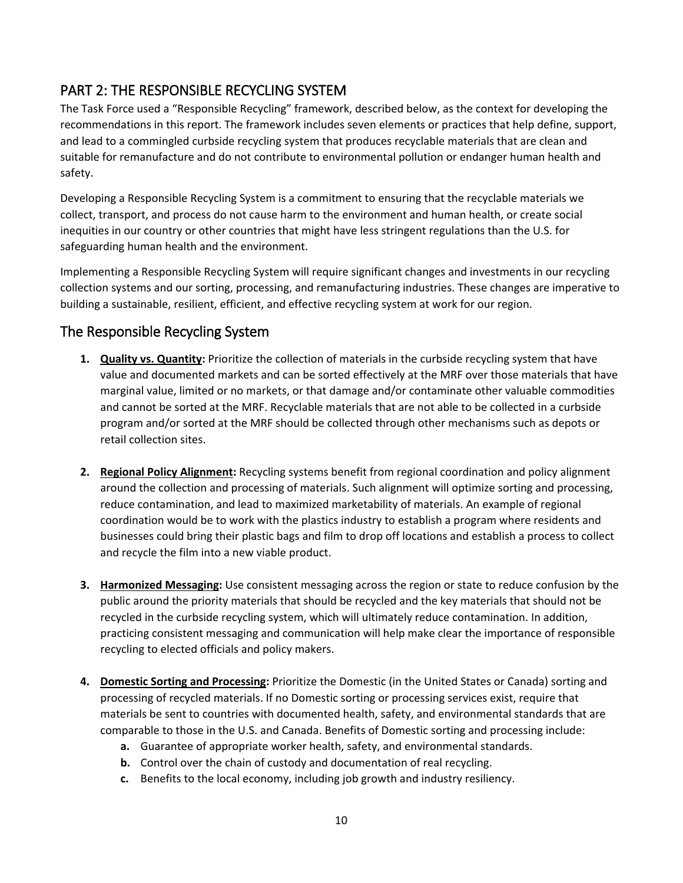## PART 2: THE RESPONSIBLE RECYCLING SYSTEM

The Task Force used a "Responsible Recycling" framework, described below, as the context for developing the recommendations in this report. The framework includes seven elements or practices that help define, support, and lead to a commingled curbside recycling system that produces recyclable materials that are clean and suitable for remanufacture and do not contribute to environmental pollution or endanger human health and safety.

Developing a Responsible Recycling System is a commitment to ensuring that the recyclable materials we collect, transport, and process do not cause harm to the environment and human health, or create social inequities in our country or other countries that might have less stringent regulations than the U.S. for safeguarding human health and the environment.

Implementing a Responsible Recycling System will require significant changes and investments in our recycling collection systems and our sorting, processing, and remanufacturing industries. These changes are imperative to building a sustainable, resilient, efficient, and effective recycling system at work for our region.

## The Responsible Recycling System

1. **Quality vs. Quantity:** Prioritize the collection of materials in the curbside recycling system that have value and documented markets and can be sorted effectively at the MRF over those materials that have marginal value, limited or no markets, or that damage and/or contaminate other valuable commodities and cannot be sorted at the MRF. Recyclable materials that are not able to be collected in a curbside program and/or sorted at the MRF should be collected through other mechanisms such as depots or retail collection sites.

2. **Regional Policy Alignment:** Recycling systems benefit from regional coordination and policy alignment around the collection and processing of materials. Such alignment will optimize sorting and processing, reduce contamination, and lead to maximized marketability of materials. An example of regional coordination would be to work with the plastics industry to establish a program where residents and businesses could bring their plastic bags and film to drop off locations and establish a process to collect and recycle the film into a new viable product.

3. **Harmonized Messaging:** Use consistent messaging across the region or state to reduce confusion by the public around the priority materials that should be recycled and the key materials that should not be recycled in the curbside recycling system, which will ultimately reduce contamination. In addition, practicing consistent messaging and communication will help make clear the importance of responsible recycling to elected officials and policy makers.

4. **Domestic Sorting and Processing:** Prioritize the Domestic (in the United States or Canada) sorting and processing of recycled materials. If no Domestic sorting or processing services exist, require that materials be sent to countries with documented health, safety, and environmental standards that are comparable to those in the U.S. and Canada. Benefits of Domestic sorting and processing include:
   - **a.** Guarantee of appropriate worker health, safety, and environmental standards.
   - **b.** Control over the chain of custody and documentation of real recycling.
   - **c.** Benefits to the local economy, including job growth and industry resiliency.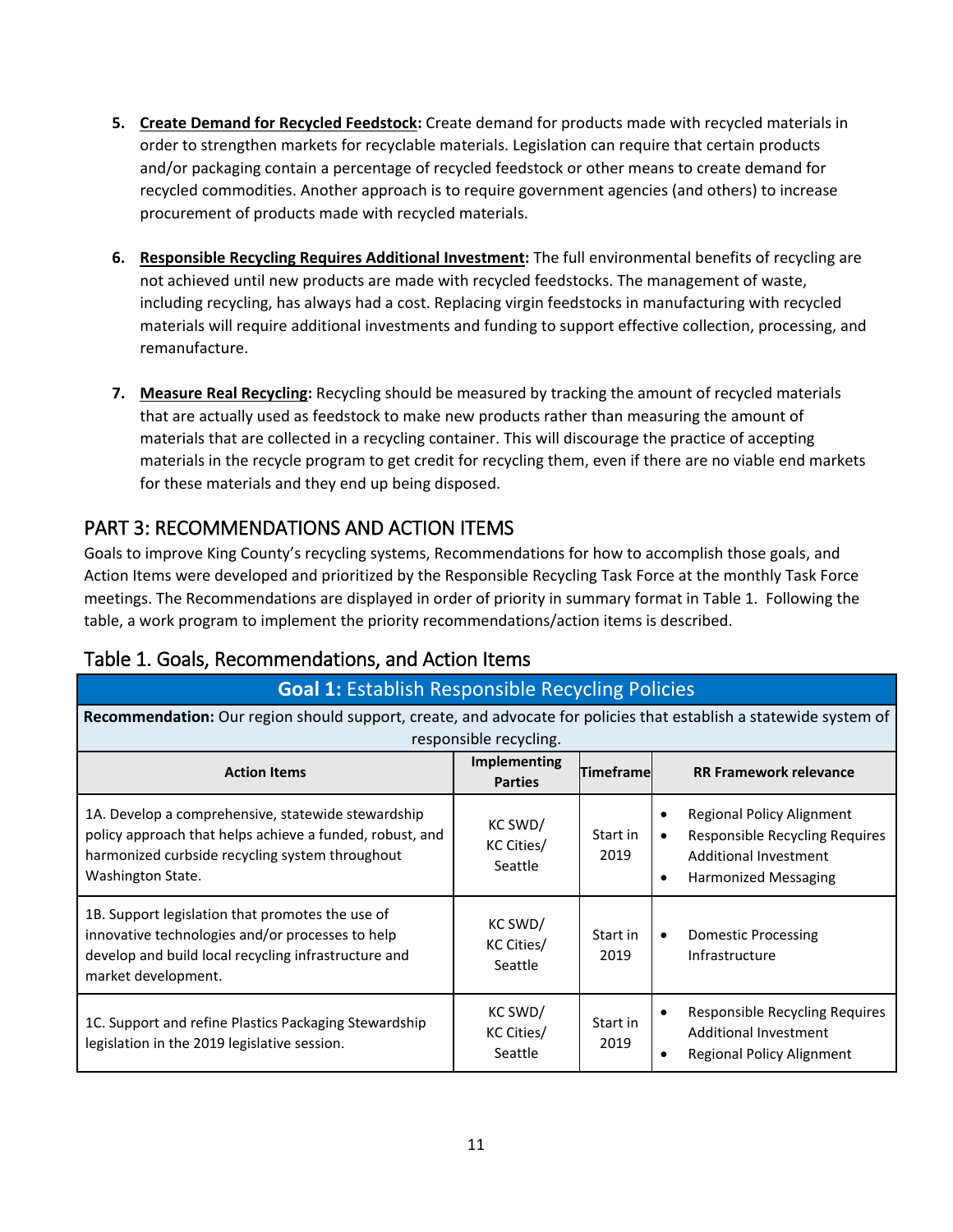5. **Create Demand for Recycled Feedstock:** Create demand for products made with recycled materials in order to strengthen markets for recyclable materials. Legislation can require that certain products and/or packaging contain a percentage of recycled feedstock or other means to create demand for recycled commodities. Another approach is to require government agencies (and others) to increase procurement of products made with recycled materials.

6. **Responsible Recycling Requires Additional Investment:** The full environmental benefits of recycling are not achieved until new products are made with recycled feedstocks. The management of waste, including recycling, has always had a cost. Replacing virgin feedstocks in manufacturing with recycled materials will require additional investments and funding to support effective collection, processing, and remanufacture.

7. **Measure Real Recycling:** Recycling should be measured by tracking the amount of recycled materials that are actually used as feedstock to make new products rather than measuring the amount of materials that are collected in a recycling container. This will discourage the practice of accepting materials in the recycle program to get credit for recycling them, even if there are no viable end markets for these materials and they end up being disposed.

## PART 3: RECOMMENDATIONS AND ACTION ITEMS

Goals to improve King County's recycling systems, Recommendations for how to accomplish those goals, and Action Items were developed and prioritized by the Responsible Recycling Task Force at the monthly Task Force meetings. The Recommendations are displayed in order of priority in summary format in Table 1. Following the table, a work program to implement the priority recommendations/action items is described.

### Table 1. Goals, Recommendations, and Action Items

| **Goal 1:** Establish Responsible Recycling Policies | | | |
|---|---|---|---|
| **Recommendation:** Our region should support, create, and advocate for policies that establish a statewide system of responsible recycling. | | | |
| **Action Items** | **Implementing Parties** | **Timeframe** | **RR Framework relevance** |
| 1A. Develop a comprehensive, statewide stewardship policy approach that helps achieve a funded, robust, and harmonized curbside recycling system throughout Washington State. | KC SWD/ KC Cities/ Seattle | Start in 2019 | • Regional Policy Alignment<br>• Responsible Recycling Requires Additional Investment<br>• Harmonized Messaging |
| 1B. Support legislation that promotes the use of innovative technologies and/or processes to help develop and build local recycling infrastructure and market development. | KC SWD/ KC Cities/ Seattle | Start in 2019 | • Domestic Processing Infrastructure |
| 1C. Support and refine Plastics Packaging Stewardship legislation in the 2019 legislative session. | KC SWD/ KC Cities/ Seattle | Start in 2019 | • Responsible Recycling Requires Additional Investment<br>• Regional Policy Alignment |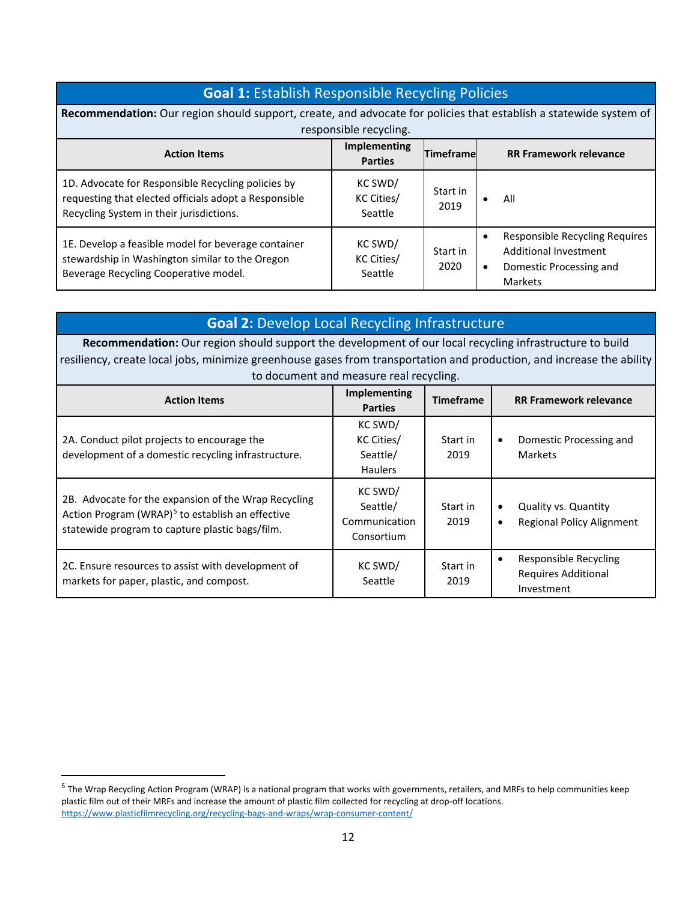## **Goal 1:** Establish Responsible Recycling Policies

**Recommendation:** Our region should support, create, and advocate for policies that establish a statewide system of responsible recycling.

| Action Items | Implementing Parties | Timeframe | RR Framework relevance |
|---|---|---|---|
| 1D. Advocate for Responsible Recycling policies by requesting that elected officials adopt a Responsible Recycling System in their jurisdictions. | KC SWD/ KC Cities/ Seattle | Start in 2019 | • All |
| 1E. Develop a feasible model for beverage container stewardship in Washington similar to the Oregon Beverage Recycling Cooperative model. | KC SWD/ KC Cities/ Seattle | Start in 2020 | • Responsible Recycling Requires Additional Investment<br>• Domestic Processing and Markets |

## **Goal 2:** Develop Local Recycling Infrastructure

**Recommendation:** Our region should support the development of our local recycling infrastructure to build resiliency, create local jobs, minimize greenhouse gases from transportation and production, and increase the ability to document and measure real recycling.

| Action Items | Implementing Parties | Timeframe | RR Framework relevance |
|---|---|---|---|
| 2A. Conduct pilot projects to encourage the development of a domestic recycling infrastructure. | KC SWD/ KC Cities/ Seattle/ Haulers | Start in 2019 | • Domestic Processing and Markets |
| 2B. Advocate for the expansion of the Wrap Recycling Action Program (WRAP)[5] to establish an effective statewide program to capture plastic bags/film. | KC SWD/ Seattle/ Communication Consortium | Start in 2019 | • Quality vs. Quantity<br>• Regional Policy Alignment |
| 2C. Ensure resources to assist with development of markets for paper, plastic, and compost. | KC SWD/ Seattle | Start in 2019 | • Responsible Recycling Requires Additional Investment |

[5] The Wrap Recycling Action Program (WRAP) is a national program that works with governments, retailers, and MRFs to help communities keep plastic film out of their MRFs and increase the amount of plastic film collected for recycling at drop-off locations. https://www.plasticfilmrecycling.org/recycling-bags-and-wraps/wrap-consumer-content/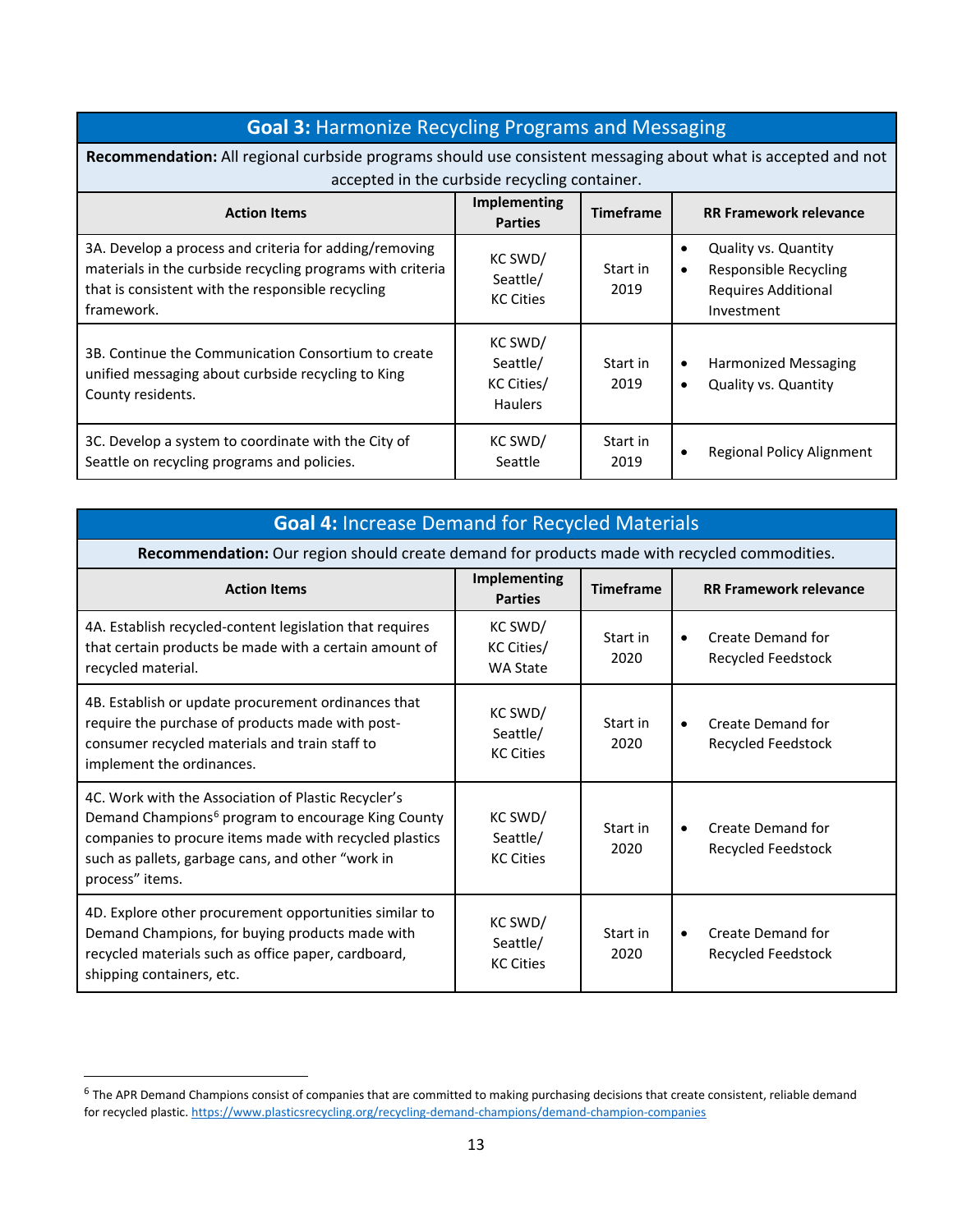| **Goal 3:** Harmonize Recycling Programs and Messaging | | | |
|---|---|---|---|
| **Recommendation:** All regional curbside programs should use consistent messaging about what is accepted and not accepted in the curbside recycling container. | | | |
| **Action Items** | **Implementing Parties** | **Timeframe** | **RR Framework relevance** |
| 3A. Develop a process and criteria for adding/removing materials in the curbside recycling programs with criteria that is consistent with the responsible recycling framework. | KC SWD/ Seattle/ KC Cities | Start in 2019 | • Quality vs. Quantity<br>• Responsible Recycling Requires Additional Investment |
| 3B. Continue the Communication Consortium to create unified messaging about curbside recycling to King County residents. | KC SWD/ Seattle/ KC Cities/ Haulers | Start in 2019 | • Harmonized Messaging<br>• Quality vs. Quantity |
| 3C. Develop a system to coordinate with the City of Seattle on recycling programs and policies. | KC SWD/ Seattle | Start in 2019 | • Regional Policy Alignment |

| **Goal 4:** Increase Demand for Recycled Materials | | | |
|---|---|---|---|
| **Recommendation:** Our region should create demand for products made with recycled commodities. | | | |
| **Action Items** | **Implementing Parties** | **Timeframe** | **RR Framework relevance** |
| 4A. Establish recycled-content legislation that requires that certain products be made with a certain amount of recycled material. | KC SWD/ KC Cities/ WA State | Start in 2020 | • Create Demand for Recycled Feedstock |
| 4B. Establish or update procurement ordinances that require the purchase of products made with post-consumer recycled materials and train staff to implement the ordinances. | KC SWD/ Seattle/ KC Cities | Start in 2020 | • Create Demand for Recycled Feedstock |
| 4C. Work with the Association of Plastic Recycler's Demand Champions[6] program to encourage King County companies to procure items made with recycled plastics such as pallets, garbage cans, and other "work in process" items. | KC SWD/ Seattle/ KC Cities | Start in 2020 | • Create Demand for Recycled Feedstock |
| 4D. Explore other procurement opportunities similar to Demand Champions, for buying products made with recycled materials such as office paper, cardboard, shipping containers, etc. | KC SWD/ Seattle/ KC Cities | Start in 2020 | • Create Demand for Recycled Feedstock |

[6] The APR Demand Champions consist of companies that are committed to making purchasing decisions that create consistent, reliable demand for recycled plastic. https://www.plasticsrecycling.org/recycling-demand-champions/demand-champion-companies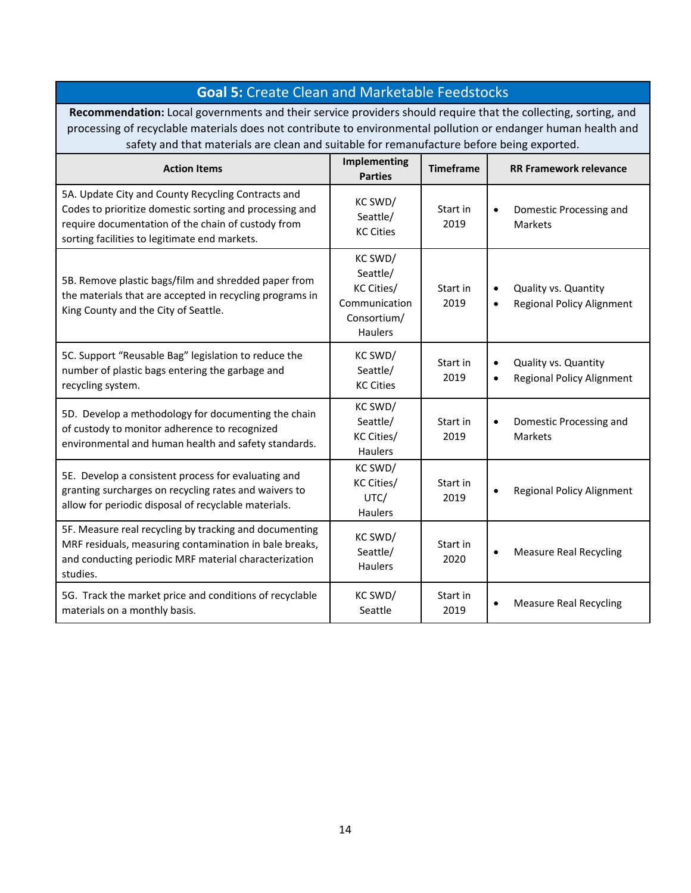## Goal 5: Create Clean and Marketable Feedstocks

**Recommendation:** Local governments and their service providers should require that the collecting, sorting, and processing of recyclable materials does not contribute to environmental pollution or endanger human health and safety and that materials are clean and suitable for remanufacture before being exported.

| Action Items | Implementing Parties | Timeframe | RR Framework relevance |
|---|---|---|---|
| 5A. Update City and County Recycling Contracts and Codes to prioritize domestic sorting and processing and require documentation of the chain of custody from sorting facilities to legitimate end markets. | KC SWD/ Seattle/ KC Cities | Start in 2019 | • Domestic Processing and Markets |
| 5B. Remove plastic bags/film and shredded paper from the materials that are accepted in recycling programs in King County and the City of Seattle. | KC SWD/ Seattle/ KC Cities/ Communication Consortium/ Haulers | Start in 2019 | • Quality vs. Quantity<br>• Regional Policy Alignment |
| 5C. Support "Reusable Bag" legislation to reduce the number of plastic bags entering the garbage and recycling system. | KC SWD/ Seattle/ KC Cities | Start in 2019 | • Quality vs. Quantity<br>• Regional Policy Alignment |
| 5D. Develop a methodology for documenting the chain of custody to monitor adherence to recognized environmental and human health and safety standards. | KC SWD/ Seattle/ KC Cities/ Haulers | Start in 2019 | • Domestic Processing and Markets |
| 5E. Develop a consistent process for evaluating and granting surcharges on recycling rates and waivers to allow for periodic disposal of recyclable materials. | KC SWD/ KC Cities/ UTC/ Haulers | Start in 2019 | • Regional Policy Alignment |
| 5F. Measure real recycling by tracking and documenting MRF residuals, measuring contamination in bale breaks, and conducting periodic MRF material characterization studies. | KC SWD/ Seattle/ Haulers | Start in 2020 | • Measure Real Recycling |
| 5G. Track the market price and conditions of recyclable materials on a monthly basis. | KC SWD/ Seattle | Start in 2019 | • Measure Real Recycling |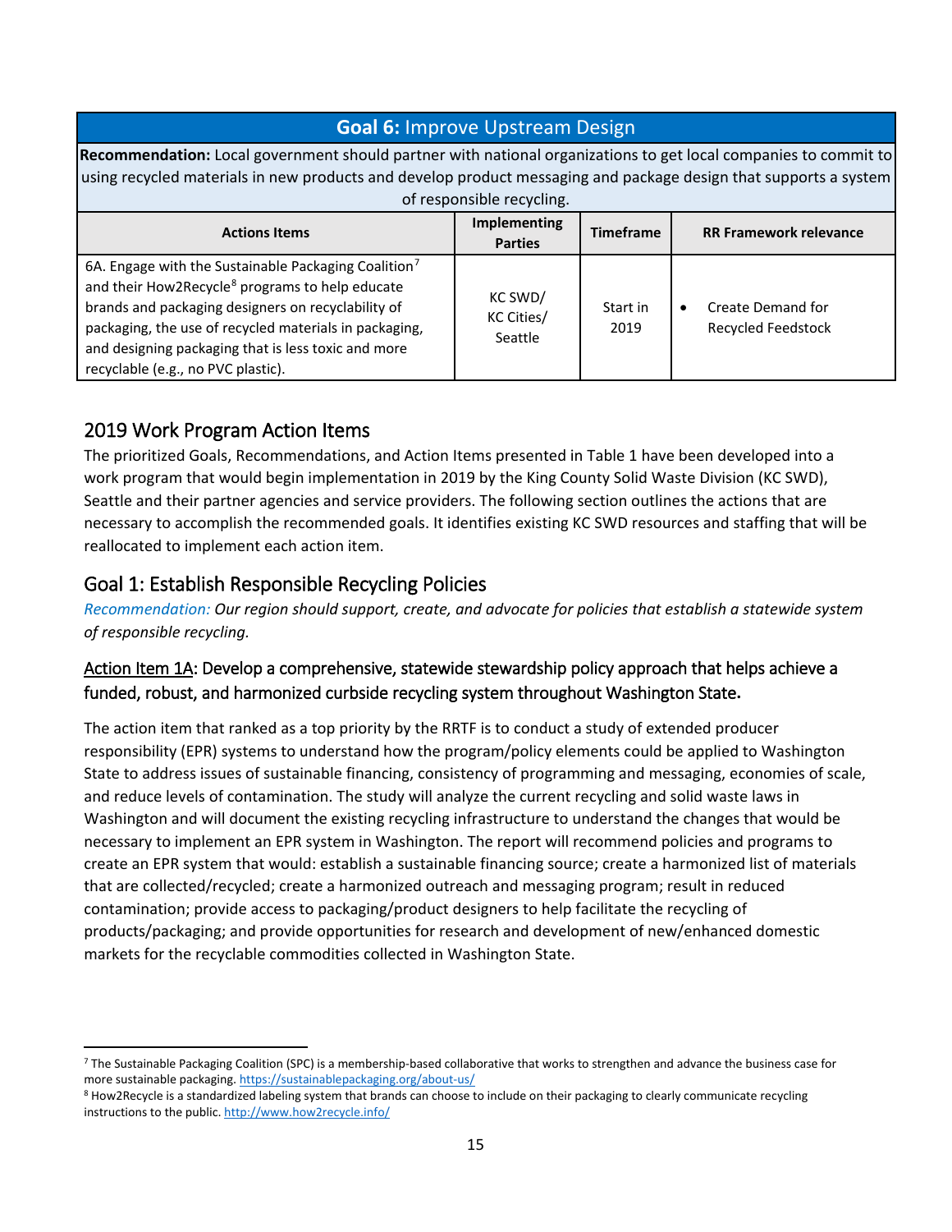| **Goal 6:** Improve Upstream Design | | | |
|---|---|---|---|
| **Recommendation:** Local government should partner with national organizations to get local companies to commit to using recycled materials in new products and develop product messaging and package design that supports a system of responsible recycling. | | | |
| **Actions Items** | **Implementing Parties** | **Timeframe** | **RR Framework relevance** |
| 6A. Engage with the Sustainable Packaging Coalition[7] and their How2Recycle[8] programs to help educate brands and packaging designers on recyclability of packaging, the use of recycled materials in packaging, and designing packaging that is less toxic and more recyclable (e.g., no PVC plastic). | KC SWD/ KC Cities/ Seattle | Start in 2019 | • Create Demand for Recycled Feedstock |

## 2019 Work Program Action Items

The prioritized Goals, Recommendations, and Action Items presented in Table 1 have been developed into a work program that would begin implementation in 2019 by the King County Solid Waste Division (KC SWD), Seattle and their partner agencies and service providers. The following section outlines the actions that are necessary to accomplish the recommended goals. It identifies existing KC SWD resources and staffing that will be reallocated to implement each action item.

## Goal 1: Establish Responsible Recycling Policies

*Recommendation: Our region should support, create, and advocate for policies that establish a statewide system of responsible recycling.*

### Action Item 1A: Develop a comprehensive, statewide stewardship policy approach that helps achieve a funded, robust, and harmonized curbside recycling system throughout Washington State.

The action item that ranked as a top priority by the RRTF is to conduct a study of extended producer responsibility (EPR) systems to understand how the program/policy elements could be applied to Washington State to address issues of sustainable financing, consistency of programming and messaging, economies of scale, and reduce levels of contamination. The study will analyze the current recycling and solid waste laws in Washington and will document the existing recycling infrastructure to understand the changes that would be necessary to implement an EPR system in Washington. The report will recommend policies and programs to create an EPR system that would: establish a sustainable financing source; create a harmonized list of materials that are collected/recycled; create a harmonized outreach and messaging program; result in reduced contamination; provide access to packaging/product designers to help facilitate the recycling of products/packaging; and provide opportunities for research and development of new/enhanced domestic markets for the recyclable commodities collected in Washington State.

---

[7] The Sustainable Packaging Coalition (SPC) is a membership-based collaborative that works to strengthen and advance the business case for more sustainable packaging. https://sustainablepackaging.org/about-us/

[8] How2Recycle is a standardized labeling system that brands can choose to include on their packaging to clearly communicate recycling instructions to the public. http://www.how2recycle.info/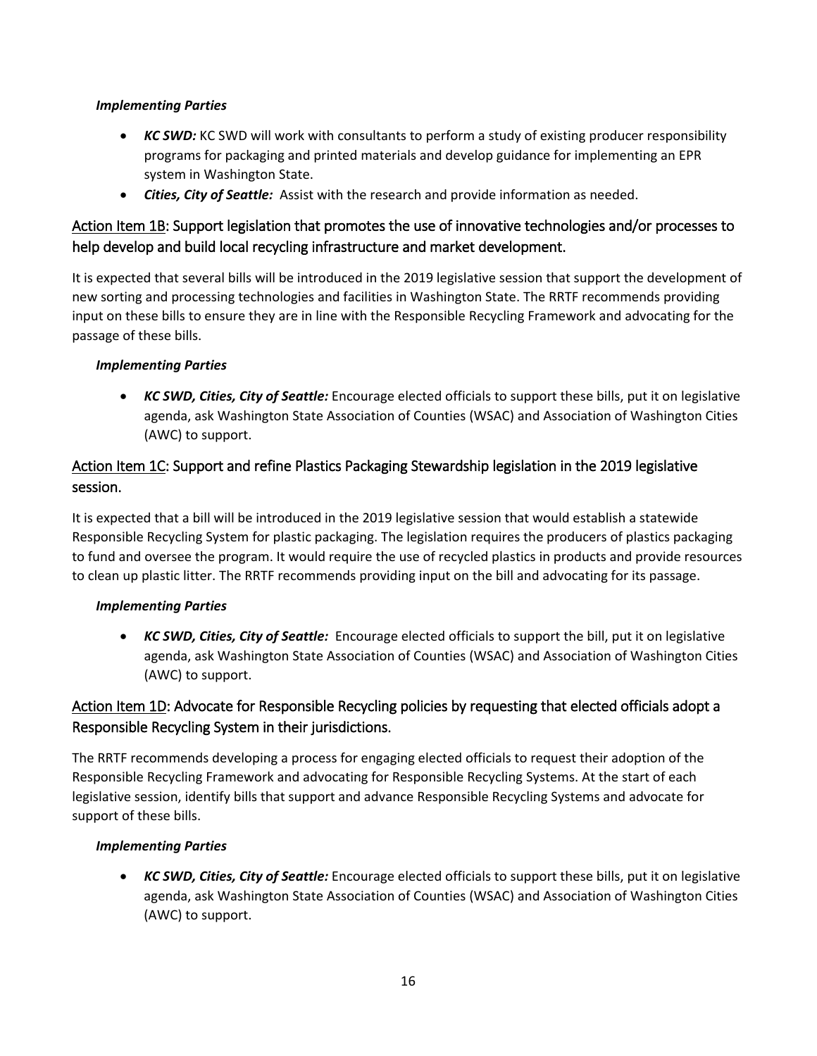***Implementing Parties***

- ***KC SWD:*** KC SWD will work with consultants to perform a study of existing producer responsibility programs for packaging and printed materials and develop guidance for implementing an EPR system in Washington State.
- ***Cities, City of Seattle:*** Assist with the research and provide information as needed.

### Action Item 1B: Support legislation that promotes the use of innovative technologies and/or processes to help develop and build local recycling infrastructure and market development.

It is expected that several bills will be introduced in the 2019 legislative session that support the development of new sorting and processing technologies and facilities in Washington State. The RRTF recommends providing input on these bills to ensure they are in line with the Responsible Recycling Framework and advocating for the passage of these bills.

***Implementing Parties***

- ***KC SWD, Cities, City of Seattle:*** Encourage elected officials to support these bills, put it on legislative agenda, ask Washington State Association of Counties (WSAC) and Association of Washington Cities (AWC) to support.

### Action Item 1C: Support and refine Plastics Packaging Stewardship legislation in the 2019 legislative session.

It is expected that a bill will be introduced in the 2019 legislative session that would establish a statewide Responsible Recycling System for plastic packaging. The legislation requires the producers of plastics packaging to fund and oversee the program. It would require the use of recycled plastics in products and provide resources to clean up plastic litter. The RRTF recommends providing input on the bill and advocating for its passage.

***Implementing Parties***

- ***KC SWD, Cities, City of Seattle:*** Encourage elected officials to support the bill, put it on legislative agenda, ask Washington State Association of Counties (WSAC) and Association of Washington Cities (AWC) to support.

### Action Item 1D: Advocate for Responsible Recycling policies by requesting that elected officials adopt a Responsible Recycling System in their jurisdictions.

The RRTF recommends developing a process for engaging elected officials to request their adoption of the Responsible Recycling Framework and advocating for Responsible Recycling Systems. At the start of each legislative session, identify bills that support and advance Responsible Recycling Systems and advocate for support of these bills.

***Implementing Parties***

- ***KC SWD, Cities, City of Seattle:*** Encourage elected officials to support these bills, put it on legislative agenda, ask Washington State Association of Counties (WSAC) and Association of Washington Cities (AWC) to support.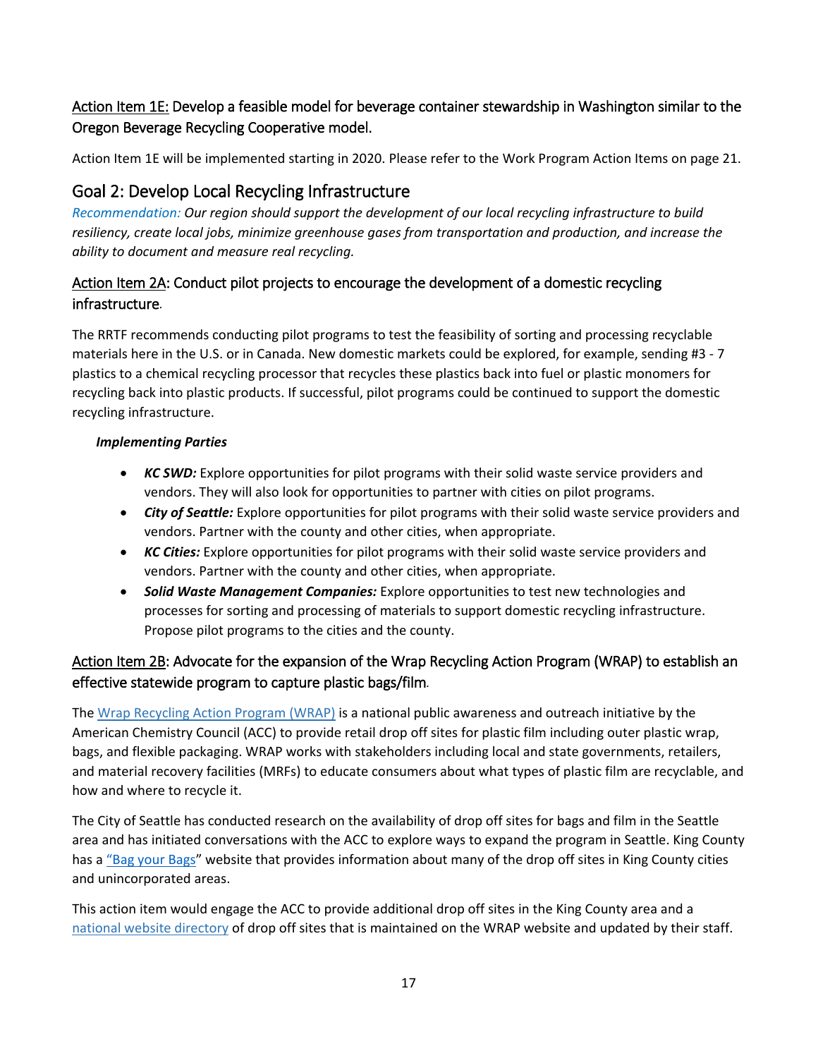### Action Item 1E: Develop a feasible model for beverage container stewardship in Washington similar to the Oregon Beverage Recycling Cooperative model.

Action Item 1E will be implemented starting in 2020. Please refer to the Work Program Action Items on page 21.

## Goal 2: Develop Local Recycling Infrastructure

*Recommendation: Our region should support the development of our local recycling infrastructure to build resiliency, create local jobs, minimize greenhouse gases from transportation and production, and increase the ability to document and measure real recycling.*

### Action Item 2A: Conduct pilot projects to encourage the development of a domestic recycling infrastructure.

The RRTF recommends conducting pilot programs to test the feasibility of sorting and processing recyclable materials here in the U.S. or in Canada. New domestic markets could be explored, for example, sending #3 - 7 plastics to a chemical recycling processor that recycles these plastics back into fuel or plastic monomers for recycling back into plastic products. If successful, pilot programs could be continued to support the domestic recycling infrastructure.

***Implementing Parties***

- ***KC SWD:*** Explore opportunities for pilot programs with their solid waste service providers and vendors. They will also look for opportunities to partner with cities on pilot programs.
- ***City of Seattle:*** Explore opportunities for pilot programs with their solid waste service providers and vendors. Partner with the county and other cities, when appropriate.
- ***KC Cities:*** Explore opportunities for pilot programs with their solid waste service providers and vendors. Partner with the county and other cities, when appropriate.
- ***Solid Waste Management Companies:*** Explore opportunities to test new technologies and processes for sorting and processing of materials to support domestic recycling infrastructure. Propose pilot programs to the cities and the county.

### Action Item 2B: Advocate for the expansion of the Wrap Recycling Action Program (WRAP) to establish an effective statewide program to capture plastic bags/film.

The Wrap Recycling Action Program (WRAP) is a national public awareness and outreach initiative by the American Chemistry Council (ACC) to provide retail drop off sites for plastic film including outer plastic wrap, bags, and flexible packaging. WRAP works with stakeholders including local and state governments, retailers, and material recovery facilities (MRFs) to educate consumers about what types of plastic film are recyclable, and how and where to recycle it.

The City of Seattle has conducted research on the availability of drop off sites for bags and film in the Seattle area and has initiated conversations with the ACC to explore ways to expand the program in Seattle. King County has a "Bag your Bags" website that provides information about many of the drop off sites in King County cities and unincorporated areas.

This action item would engage the ACC to provide additional drop off sites in the King County area and a national website directory of drop off sites that is maintained on the WRAP website and updated by their staff.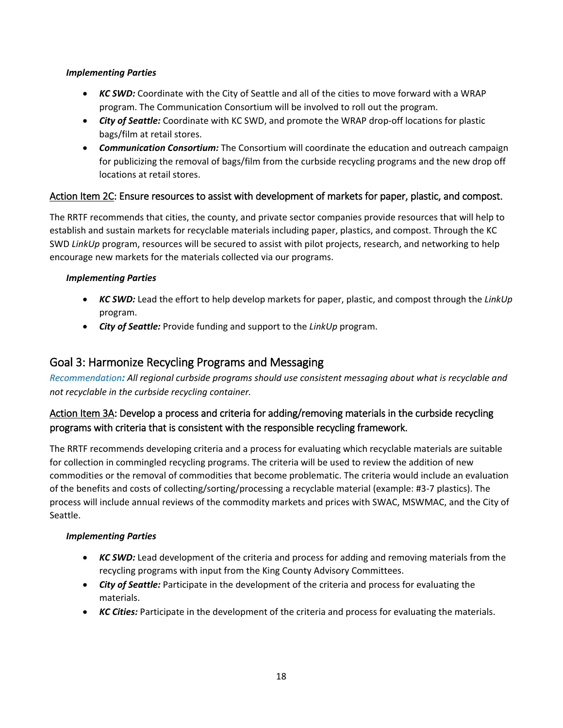***Implementing Parties***

- ***KC SWD:*** Coordinate with the City of Seattle and all of the cities to move forward with a WRAP program. The Communication Consortium will be involved to roll out the program.
- ***City of Seattle:*** Coordinate with KC SWD, and promote the WRAP drop-off locations for plastic bags/film at retail stores.
- ***Communication Consortium:*** The Consortium will coordinate the education and outreach campaign for publicizing the removal of bags/film from the curbside recycling programs and the new drop off locations at retail stores.

### Action Item 2C: Ensure resources to assist with development of markets for paper, plastic, and compost.

The RRTF recommends that cities, the county, and private sector companies provide resources that will help to establish and sustain markets for recyclable materials including paper, plastics, and compost. Through the KC SWD *LinkUp* program, resources will be secured to assist with pilot projects, research, and networking to help encourage new markets for the materials collected via our programs.

***Implementing Parties***

- ***KC SWD:*** Lead the effort to help develop markets for paper, plastic, and compost through the *LinkUp* program.
- ***City of Seattle:*** Provide funding and support to the *LinkUp* program.

## Goal 3: Harmonize Recycling Programs and Messaging

*Recommendation: All regional curbside programs should use consistent messaging about what is recyclable and not recyclable in the curbside recycling container.*

### Action Item 3A: Develop a process and criteria for adding/removing materials in the curbside recycling programs with criteria that is consistent with the responsible recycling framework.

The RRTF recommends developing criteria and a process for evaluating which recyclable materials are suitable for collection in commingled recycling programs. The criteria will be used to review the addition of new commodities or the removal of commodities that become problematic. The criteria would include an evaluation of the benefits and costs of collecting/sorting/processing a recyclable material (example: #3-7 plastics). The process will include annual reviews of the commodity markets and prices with SWAC, MSWMAC, and the City of Seattle.

***Implementing Parties***

- ***KC SWD:*** Lead development of the criteria and process for adding and removing materials from the recycling programs with input from the King County Advisory Committees.
- ***City of Seattle:*** Participate in the development of the criteria and process for evaluating the materials.
- ***KC Cities:*** Participate in the development of the criteria and process for evaluating the materials.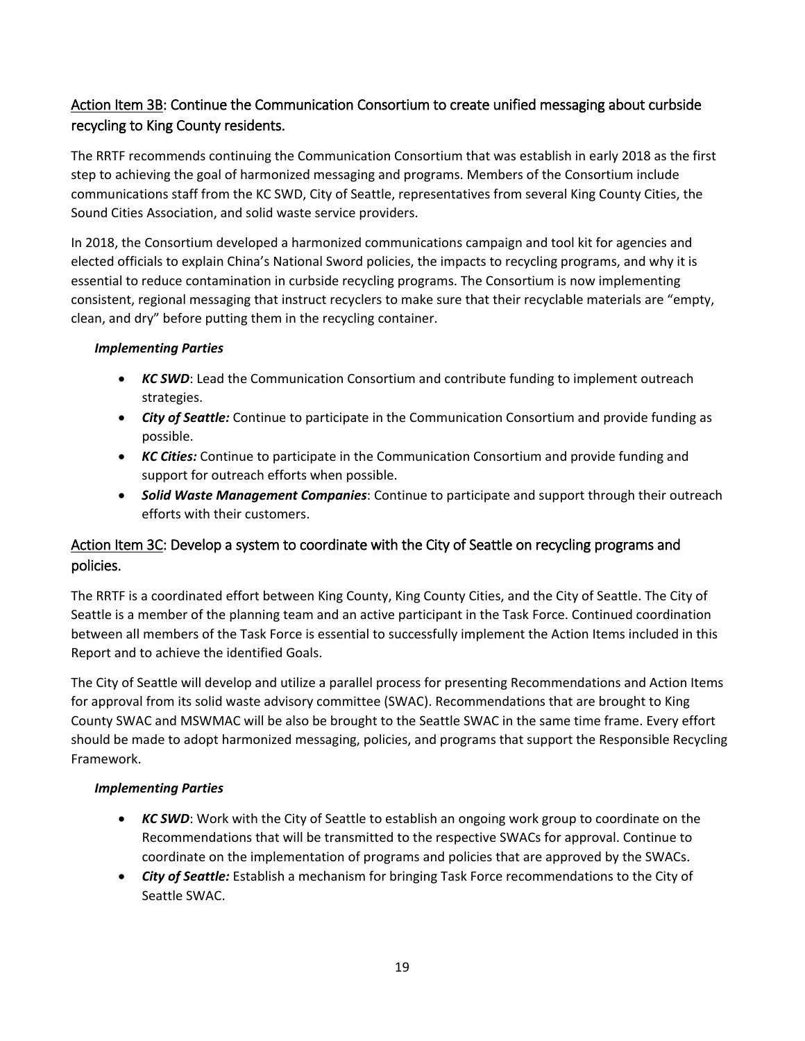## Action Item 3B: Continue the Communication Consortium to create unified messaging about curbside recycling to King County residents.

The RRTF recommends continuing the Communication Consortium that was establish in early 2018 as the first step to achieving the goal of harmonized messaging and programs. Members of the Consortium include communications staff from the KC SWD, City of Seattle, representatives from several King County Cities, the Sound Cities Association, and solid waste service providers.

In 2018, the Consortium developed a harmonized communications campaign and tool kit for agencies and elected officials to explain China's National Sword policies, the impacts to recycling programs, and why it is essential to reduce contamination in curbside recycling programs. The Consortium is now implementing consistent, regional messaging that instruct recyclers to make sure that their recyclable materials are "empty, clean, and dry" before putting them in the recycling container.

***Implementing Parties***

- ***KC SWD***: Lead the Communication Consortium and contribute funding to implement outreach strategies.
- ***City of Seattle:*** Continue to participate in the Communication Consortium and provide funding as possible.
- ***KC Cities:*** Continue to participate in the Communication Consortium and provide funding and support for outreach efforts when possible.
- ***Solid Waste Management Companies***: Continue to participate and support through their outreach efforts with their customers.

## Action Item 3C: Develop a system to coordinate with the City of Seattle on recycling programs and policies.

The RRTF is a coordinated effort between King County, King County Cities, and the City of Seattle. The City of Seattle is a member of the planning team and an active participant in the Task Force. Continued coordination between all members of the Task Force is essential to successfully implement the Action Items included in this Report and to achieve the identified Goals.

The City of Seattle will develop and utilize a parallel process for presenting Recommendations and Action Items for approval from its solid waste advisory committee (SWAC). Recommendations that are brought to King County SWAC and MSWMAC will be also be brought to the Seattle SWAC in the same time frame. Every effort should be made to adopt harmonized messaging, policies, and programs that support the Responsible Recycling Framework.

***Implementing Parties***

- ***KC SWD***: Work with the City of Seattle to establish an ongoing work group to coordinate on the Recommendations that will be transmitted to the respective SWACs for approval. Continue to coordinate on the implementation of programs and policies that are approved by the SWACs.
- ***City of Seattle:*** Establish a mechanism for bringing Task Force recommendations to the City of Seattle SWAC.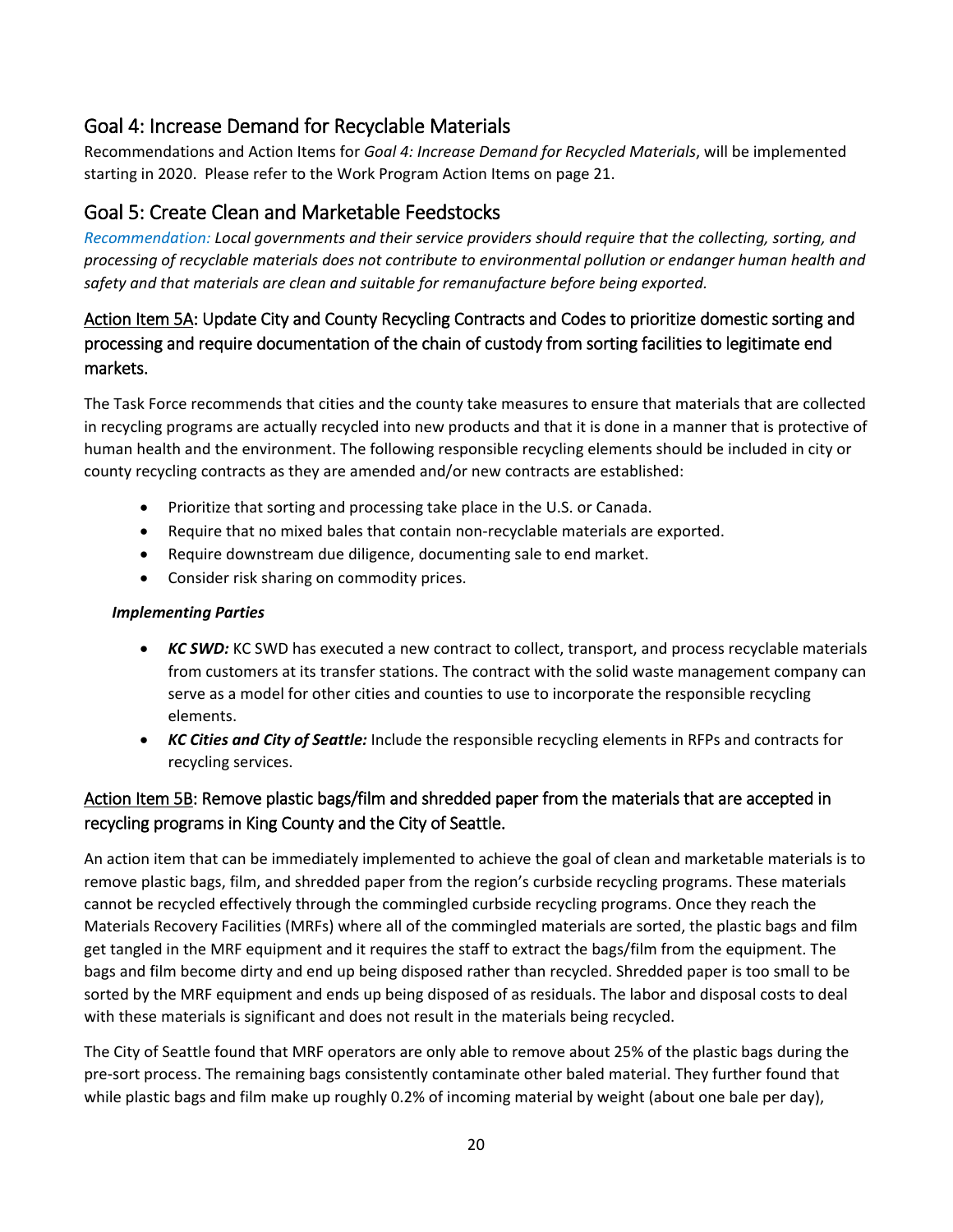## Goal 4: Increase Demand for Recyclable Materials

Recommendations and Action Items for *Goal 4: Increase Demand for Recycled Materials*, will be implemented starting in 2020. Please refer to the Work Program Action Items on page 21.

## Goal 5: Create Clean and Marketable Feedstocks

*Recommendation: Local governments and their service providers should require that the collecting, sorting, and processing of recyclable materials does not contribute to environmental pollution or endanger human health and safety and that materials are clean and suitable for remanufacture before being exported.*

### Action Item 5A: Update City and County Recycling Contracts and Codes to prioritize domestic sorting and processing and require documentation of the chain of custody from sorting facilities to legitimate end markets.

The Task Force recommends that cities and the county take measures to ensure that materials that are collected in recycling programs are actually recycled into new products and that it is done in a manner that is protective of human health and the environment. The following responsible recycling elements should be included in city or county recycling contracts as they are amended and/or new contracts are established:

- Prioritize that sorting and processing take place in the U.S. or Canada.
- Require that no mixed bales that contain non-recyclable materials are exported.
- Require downstream due diligence, documenting sale to end market.
- Consider risk sharing on commodity prices.

***Implementing Parties***

- ***KC SWD:*** KC SWD has executed a new contract to collect, transport, and process recyclable materials from customers at its transfer stations. The contract with the solid waste management company can serve as a model for other cities and counties to use to incorporate the responsible recycling elements.
- ***KC Cities and City of Seattle:*** Include the responsible recycling elements in RFPs and contracts for recycling services.

### Action Item 5B: Remove plastic bags/film and shredded paper from the materials that are accepted in recycling programs in King County and the City of Seattle.

An action item that can be immediately implemented to achieve the goal of clean and marketable materials is to remove plastic bags, film, and shredded paper from the region's curbside recycling programs. These materials cannot be recycled effectively through the commingled curbside recycling programs. Once they reach the Materials Recovery Facilities (MRFs) where all of the commingled materials are sorted, the plastic bags and film get tangled in the MRF equipment and it requires the staff to extract the bags/film from the equipment. The bags and film become dirty and end up being disposed rather than recycled. Shredded paper is too small to be sorted by the MRF equipment and ends up being disposed of as residuals. The labor and disposal costs to deal with these materials is significant and does not result in the materials being recycled.

The City of Seattle found that MRF operators are only able to remove about 25% of the plastic bags during the pre-sort process. The remaining bags consistently contaminate other baled material. They further found that while plastic bags and film make up roughly 0.2% of incoming material by weight (about one bale per day),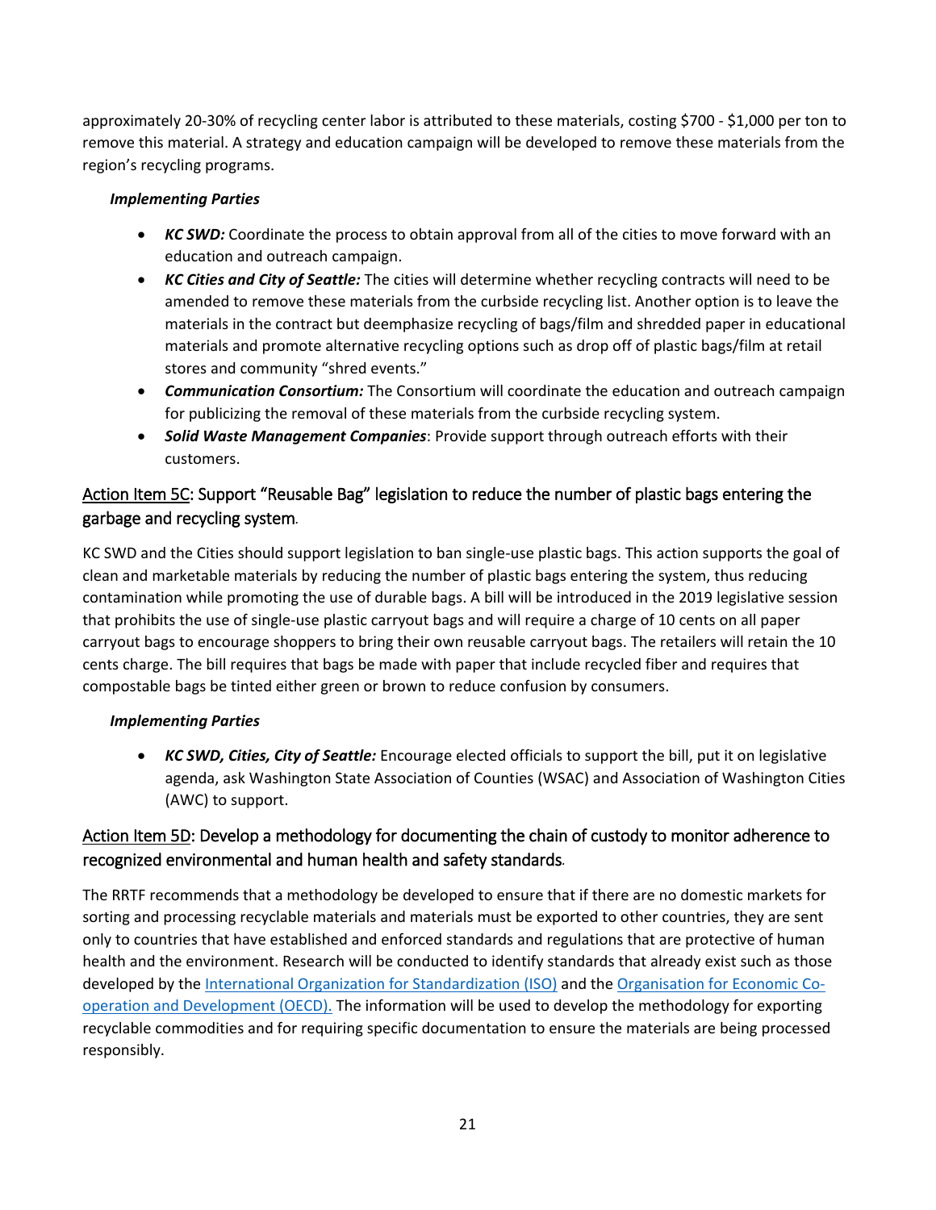approximately 20-30% of recycling center labor is attributed to these materials, costing $700 - $1,000 per ton to remove this material. A strategy and education campaign will be developed to remove these materials from the region's recycling programs.

***Implementing Parties***

- ***KC SWD:*** Coordinate the process to obtain approval from all of the cities to move forward with an education and outreach campaign.
- ***KC Cities and City of Seattle:*** The cities will determine whether recycling contracts will need to be amended to remove these materials from the curbside recycling list. Another option is to leave the materials in the contract but deemphasize recycling of bags/film and shredded paper in educational materials and promote alternative recycling options such as drop off of plastic bags/film at retail stores and community "shred events."
- ***Communication Consortium:*** The Consortium will coordinate the education and outreach campaign for publicizing the removal of these materials from the curbside recycling system.
- ***Solid Waste Management Companies***: Provide support through outreach efforts with their customers.

### Action Item 5C: Support "Reusable Bag" legislation to reduce the number of plastic bags entering the garbage and recycling system.

KC SWD and the Cities should support legislation to ban single-use plastic bags. This action supports the goal of clean and marketable materials by reducing the number of plastic bags entering the system, thus reducing contamination while promoting the use of durable bags. A bill will be introduced in the 2019 legislative session that prohibits the use of single-use plastic carryout bags and will require a charge of 10 cents on all paper carryout bags to encourage shoppers to bring their own reusable carryout bags. The retailers will retain the 10 cents charge. The bill requires that bags be made with paper that include recycled fiber and requires that compostable bags be tinted either green or brown to reduce confusion by consumers.

***Implementing Parties***

- ***KC SWD, Cities, City of Seattle:*** Encourage elected officials to support the bill, put it on legislative agenda, ask Washington State Association of Counties (WSAC) and Association of Washington Cities (AWC) to support.

### Action Item 5D: Develop a methodology for documenting the chain of custody to monitor adherence to recognized environmental and human health and safety standards.

The RRTF recommends that a methodology be developed to ensure that if there are no domestic markets for sorting and processing recyclable materials and materials must be exported to other countries, they are sent only to countries that have established and enforced standards and regulations that are protective of human health and the environment. Research will be conducted to identify standards that already exist such as those developed by the International Organization for Standardization (ISO) and the Organisation for Economic Co-operation and Development (OECD). The information will be used to develop the methodology for exporting recyclable commodities and for requiring specific documentation to ensure the materials are being processed responsibly.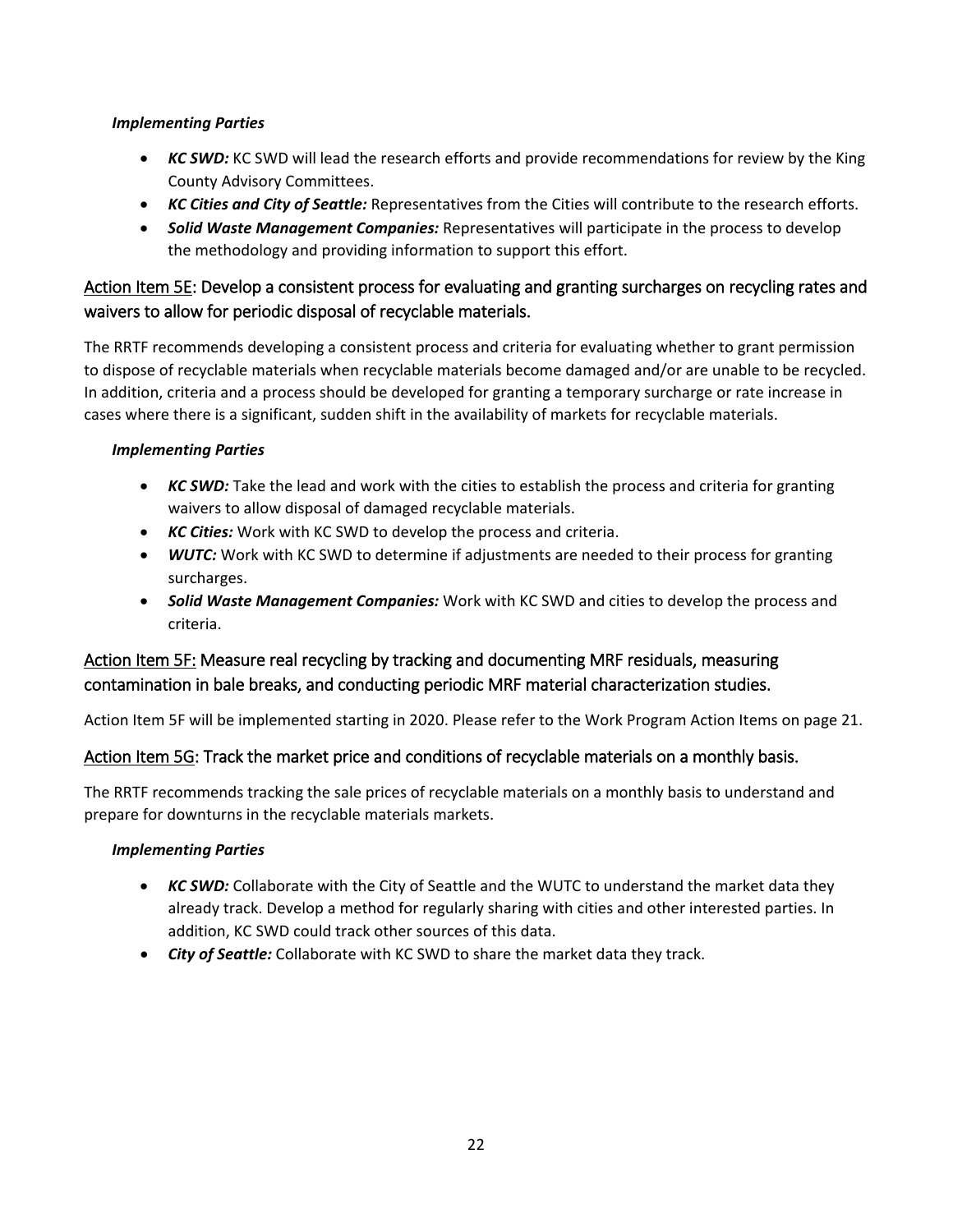***Implementing Parties***

- ***KC SWD:*** KC SWD will lead the research efforts and provide recommendations for review by the King County Advisory Committees.
- ***KC Cities and City of Seattle:*** Representatives from the Cities will contribute to the research efforts.
- ***Solid Waste Management Companies:*** Representatives will participate in the process to develop the methodology and providing information to support this effort.

### Action Item 5E: Develop a consistent process for evaluating and granting surcharges on recycling rates and waivers to allow for periodic disposal of recyclable materials.

The RRTF recommends developing a consistent process and criteria for evaluating whether to grant permission to dispose of recyclable materials when recyclable materials become damaged and/or are unable to be recycled. In addition, criteria and a process should be developed for granting a temporary surcharge or rate increase in cases where there is a significant, sudden shift in the availability of markets for recyclable materials.

***Implementing Parties***

- ***KC SWD:*** Take the lead and work with the cities to establish the process and criteria for granting waivers to allow disposal of damaged recyclable materials.
- ***KC Cities:*** Work with KC SWD to develop the process and criteria.
- ***WUTC:*** Work with KC SWD to determine if adjustments are needed to their process for granting surcharges.
- ***Solid Waste Management Companies:*** Work with KC SWD and cities to develop the process and criteria.

### Action Item 5F: Measure real recycling by tracking and documenting MRF residuals, measuring contamination in bale breaks, and conducting periodic MRF material characterization studies.

Action Item 5F will be implemented starting in 2020. Please refer to the Work Program Action Items on page 21.

### Action Item 5G: Track the market price and conditions of recyclable materials on a monthly basis.

The RRTF recommends tracking the sale prices of recyclable materials on a monthly basis to understand and prepare for downturns in the recyclable materials markets.

***Implementing Parties***

- ***KC SWD:*** Collaborate with the City of Seattle and the WUTC to understand the market data they already track. Develop a method for regularly sharing with cities and other interested parties. In addition, KC SWD could track other sources of this data.
- ***City of Seattle:*** Collaborate with KC SWD to share the market data they track.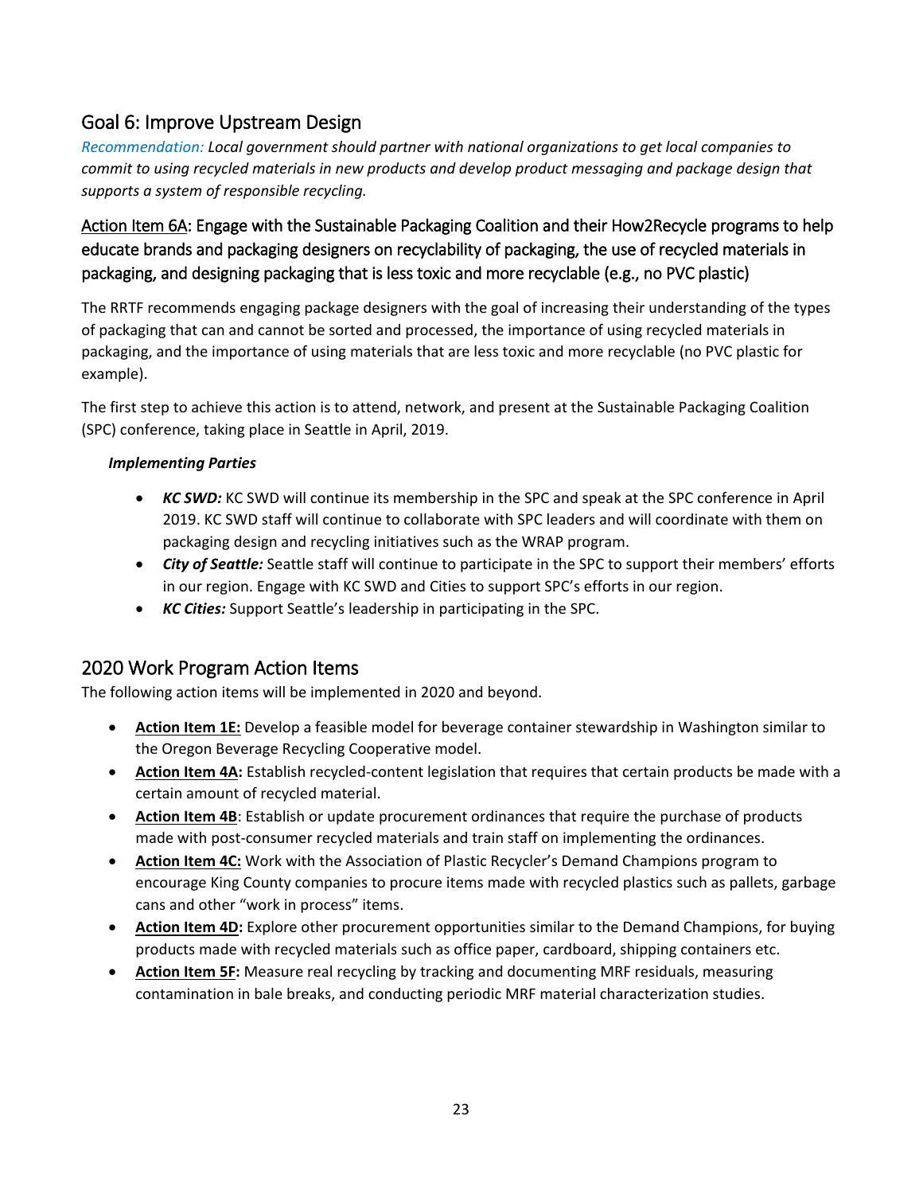## Goal 6: Improve Upstream Design

*Recommendation: Local government should partner with national organizations to get local companies to commit to using recycled materials in new products and develop product messaging and package design that supports a system of responsible recycling.*

### Action Item 6A: Engage with the Sustainable Packaging Coalition and their How2Recycle programs to help educate brands and packaging designers on recyclability of packaging, the use of recycled materials in packaging, and designing packaging that is less toxic and more recyclable (e.g., no PVC plastic)

The RRTF recommends engaging package designers with the goal of increasing their understanding of the types of packaging that can and cannot be sorted and processed, the importance of using recycled materials in packaging, and the importance of using materials that are less toxic and more recyclable (no PVC plastic for example).

The first step to achieve this action is to attend, network, and present at the Sustainable Packaging Coalition (SPC) conference, taking place in Seattle in April, 2019.

***Implementing Parties***

- ***KC SWD:*** KC SWD will continue its membership in the SPC and speak at the SPC conference in April 2019. KC SWD staff will continue to collaborate with SPC leaders and will coordinate with them on packaging design and recycling initiatives such as the WRAP program.
- ***City of Seattle:*** Seattle staff will continue to participate in the SPC to support their members' efforts in our region. Engage with KC SWD and Cities to support SPC's efforts in our region.
- ***KC Cities:*** Support Seattle's leadership in participating in the SPC.

## 2020 Work Program Action Items

The following action items will be implemented in 2020 and beyond.

- **Action Item 1E:** Develop a feasible model for beverage container stewardship in Washington similar to the Oregon Beverage Recycling Cooperative model.
- **Action Item 4A:** Establish recycled-content legislation that requires that certain products be made with a certain amount of recycled material.
- **Action Item 4B**: Establish or update procurement ordinances that require the purchase of products made with post-consumer recycled materials and train staff on implementing the ordinances.
- **Action Item 4C:** Work with the Association of Plastic Recycler's Demand Champions program to encourage King County companies to procure items made with recycled plastics such as pallets, garbage cans and other "work in process" items.
- **Action Item 4D:** Explore other procurement opportunities similar to the Demand Champions, for buying products made with recycled materials such as office paper, cardboard, shipping containers etc.
- **Action Item 5F:** Measure real recycling by tracking and documenting MRF residuals, measuring contamination in bale breaks, and conducting periodic MRF material characterization studies.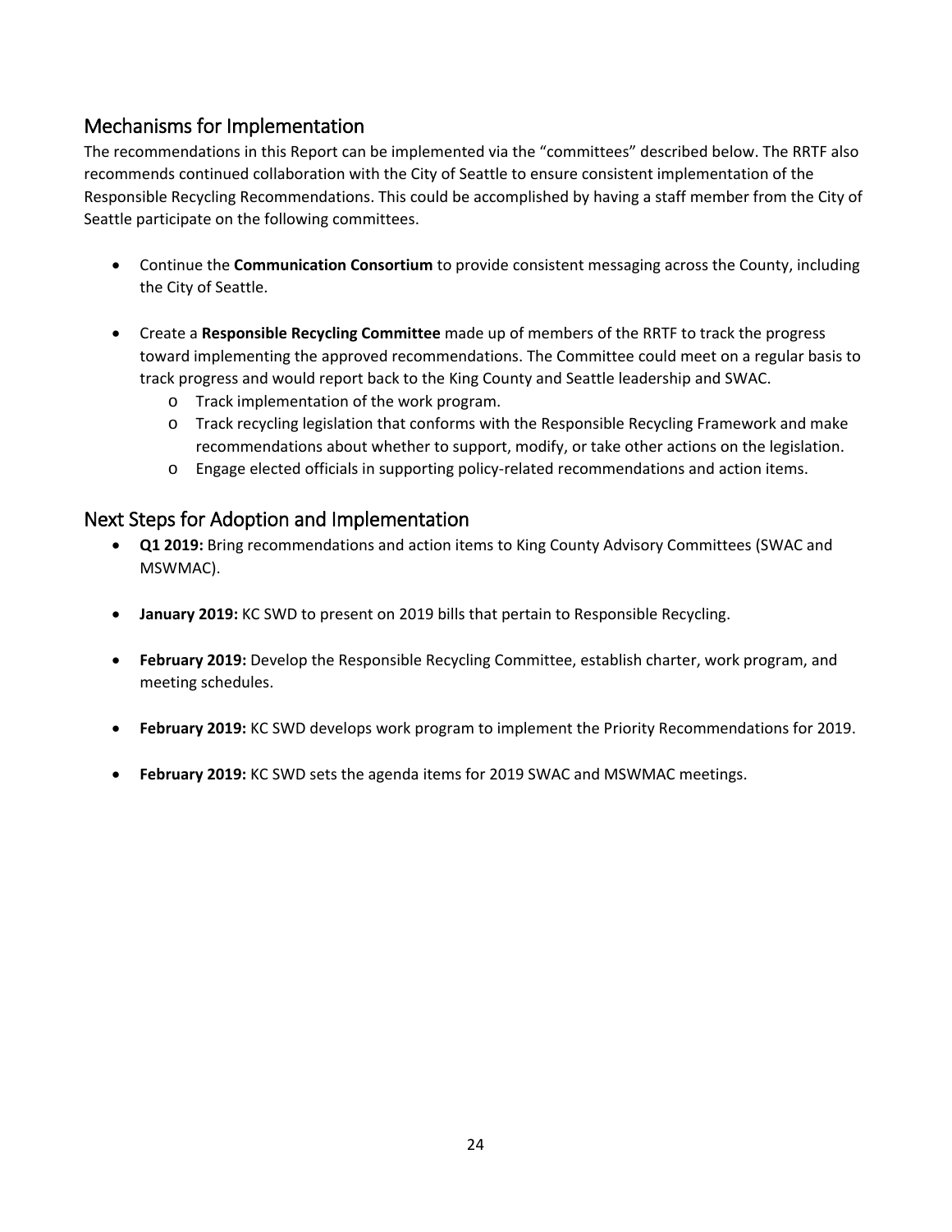## Mechanisms for Implementation

The recommendations in this Report can be implemented via the "committees" described below. The RRTF also recommends continued collaboration with the City of Seattle to ensure consistent implementation of the Responsible Recycling Recommendations. This could be accomplished by having a staff member from the City of Seattle participate on the following committees.

- Continue the **Communication Consortium** to provide consistent messaging across the County, including the City of Seattle.

- Create a **Responsible Recycling Committee** made up of members of the RRTF to track the progress toward implementing the approved recommendations. The Committee could meet on a regular basis to track progress and would report back to the King County and Seattle leadership and SWAC.
  - Track implementation of the work program.
  - Track recycling legislation that conforms with the Responsible Recycling Framework and make recommendations about whether to support, modify, or take other actions on the legislation.
  - Engage elected officials in supporting policy-related recommendations and action items.

## Next Steps for Adoption and Implementation

- **Q1 2019:** Bring recommendations and action items to King County Advisory Committees (SWAC and MSWMAC).

- **January 2019:** KC SWD to present on 2019 bills that pertain to Responsible Recycling.

- **February 2019:** Develop the Responsible Recycling Committee, establish charter, work program, and meeting schedules.

- **February 2019:** KC SWD develops work program to implement the Priority Recommendations for 2019.

- **February 2019:** KC SWD sets the agenda items for 2019 SWAC and MSWMAC meetings.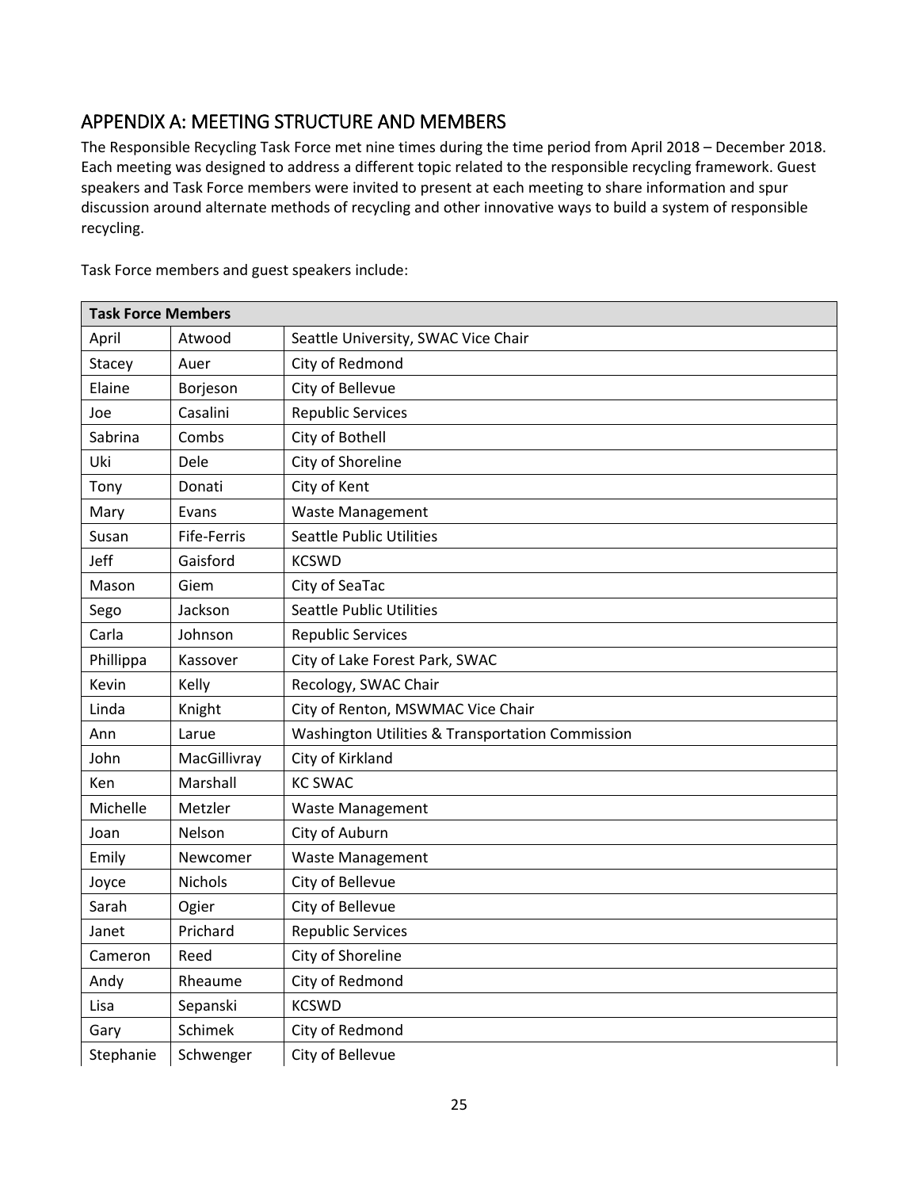## APPENDIX A: MEETING STRUCTURE AND MEMBERS

The Responsible Recycling Task Force met nine times during the time period from April 2018 – December 2018. Each meeting was designed to address a different topic related to the responsible recycling framework. Guest speakers and Task Force members were invited to present at each meeting to share information and spur discussion around alternate methods of recycling and other innovative ways to build a system of responsible recycling.

Task Force members and guest speakers include:

| Task Force Members | | |
|---|---|---|
| April | Atwood | Seattle University, SWAC Vice Chair |
| Stacey | Auer | City of Redmond |
| Elaine | Borjeson | City of Bellevue |
| Joe | Casalini | Republic Services |
| Sabrina | Combs | City of Bothell |
| Uki | Dele | City of Shoreline |
| Tony | Donati | City of Kent |
| Mary | Evans | Waste Management |
| Susan | Fife-Ferris | Seattle Public Utilities |
| Jeff | Gaisford | KCSWD |
| Mason | Giem | City of SeaTac |
| Sego | Jackson | Seattle Public Utilities |
| Carla | Johnson | Republic Services |
| Phillippa | Kassover | City of Lake Forest Park, SWAC |
| Kevin | Kelly | Recology, SWAC Chair |
| Linda | Knight | City of Renton, MSWMAC Vice Chair |
| Ann | Larue | Washington Utilities & Transportation Commission |
| John | MacGillivray | City of Kirkland |
| Ken | Marshall | KC SWAC |
| Michelle | Metzler | Waste Management |
| Joan | Nelson | City of Auburn |
| Emily | Newcomer | Waste Management |
| Joyce | Nichols | City of Bellevue |
| Sarah | Ogier | City of Bellevue |
| Janet | Prichard | Republic Services |
| Cameron | Reed | City of Shoreline |
| Andy | Rheaume | City of Redmond |
| Lisa | Sepanski | KCSWD |
| Gary | Schimek | City of Redmond |
| Stephanie | Schwenger | City of Bellevue |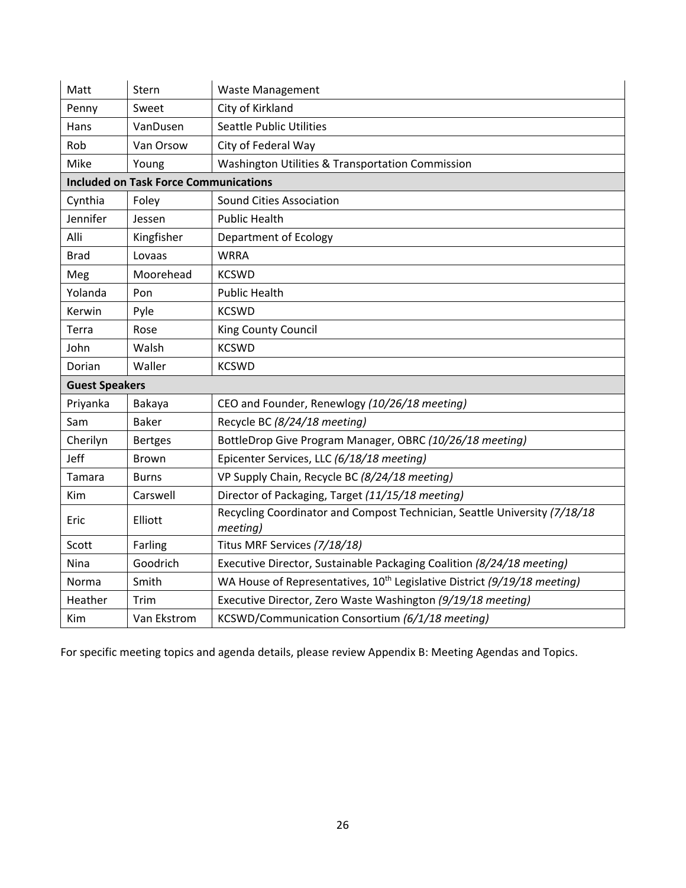| | | |
|---|---|---|
| Matt | Stern | Waste Management |
| Penny | Sweet | City of Kirkland |
| Hans | VanDusen | Seattle Public Utilities |
| Rob | Van Orsow | City of Federal Way |
| Mike | Young | Washington Utilities & Transportation Commission |
| **Included on Task Force Communications** | | |
| Cynthia | Foley | Sound Cities Association |
| Jennifer | Jessen | Public Health |
| Alli | Kingfisher | Department of Ecology |
| Brad | Lovaas | WRRA |
| Meg | Moorehead | KCSWD |
| Yolanda | Pon | Public Health |
| Kerwin | Pyle | KCSWD |
| Terra | Rose | King County Council |
| John | Walsh | KCSWD |
| Dorian | Waller | KCSWD |
| **Guest Speakers** | | |
| Priyanka | Bakaya | CEO and Founder, Renewlogy *(10/26/18 meeting)* |
| Sam | Baker | Recycle BC *(8/24/18 meeting)* |
| Cherilyn | Bertges | BottleDrop Give Program Manager, OBRC *(10/26/18 meeting)* |
| Jeff | Brown | Epicenter Services, LLC *(6/18/18 meeting)* |
| Tamara | Burns | VP Supply Chain, Recycle BC *(8/24/18 meeting)* |
| Kim | Carswell | Director of Packaging, Target *(11/15/18 meeting)* |
| Eric | Elliott | Recycling Coordinator and Compost Technician, Seattle University *(7/18/18 meeting)* |
| Scott | Farling | Titus MRF Services *(7/18/18)* |
| Nina | Goodrich | Executive Director, Sustainable Packaging Coalition *(8/24/18 meeting)* |
| Norma | Smith | WA House of Representatives, 10th Legislative District *(9/19/18 meeting)* |
| Heather | Trim | Executive Director, Zero Waste Washington *(9/19/18 meeting)* |
| Kim | Van Ekstrom | KCSWD/Communication Consortium *(6/1/18 meeting)* |

For specific meeting topics and agenda details, please review Appendix B: Meeting Agendas and Topics.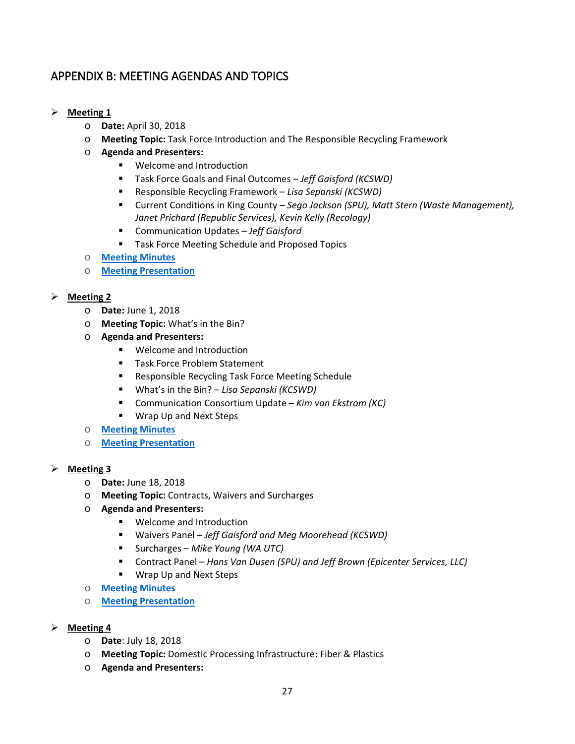## APPENDIX B: MEETING AGENDAS AND TOPICS

- **Meeting 1**
  - **Date:** April 30, 2018
  - **Meeting Topic:** Task Force Introduction and The Responsible Recycling Framework
  - **Agenda and Presenters:**
    - Welcome and Introduction
    - Task Force Goals and Final Outcomes – *Jeff Gaisford (KCSWD)*
    - Responsible Recycling Framework – *Lisa Sepanski (KCSWD)*
    - Current Conditions in King County – *Sego Jackson (SPU), Matt Stern (Waste Management), Janet Prichard (Republic Services), Kevin Kelly (Recology)*
    - Communication Updates – *Jeff Gaisford*
    - Task Force Meeting Schedule and Proposed Topics
  - **Meeting Minutes**
  - **Meeting Presentation**

- **Meeting 2**
  - **Date:** June 1, 2018
  - **Meeting Topic:** What's in the Bin?
  - **Agenda and Presenters:**
    - Welcome and Introduction
    - Task Force Problem Statement
    - Responsible Recycling Task Force Meeting Schedule
    - What's in the Bin? – *Lisa Sepanski (KCSWD)*
    - Communication Consortium Update – *Kim van Ekstrom (KC)*
    - Wrap Up and Next Steps
  - **Meeting Minutes**
  - **Meeting Presentation**

- **Meeting 3**
  - **Date:** June 18, 2018
  - **Meeting Topic:** Contracts, Waivers and Surcharges
  - **Agenda and Presenters:**
    - Welcome and Introduction
    - Waivers Panel – *Jeff Gaisford and Meg Moorehead (KCSWD)*
    - Surcharges – *Mike Young (WA UTC)*
    - Contract Panel – *Hans Van Dusen (SPU) and Jeff Brown (Epicenter Services, LLC)*
    - Wrap Up and Next Steps
  - **Meeting Minutes**
  - **Meeting Presentation**

- **Meeting 4**
  - **Date**: July 18, 2018
  - **Meeting Topic:** Domestic Processing Infrastructure: Fiber & Plastics
  - **Agenda and Presenters:**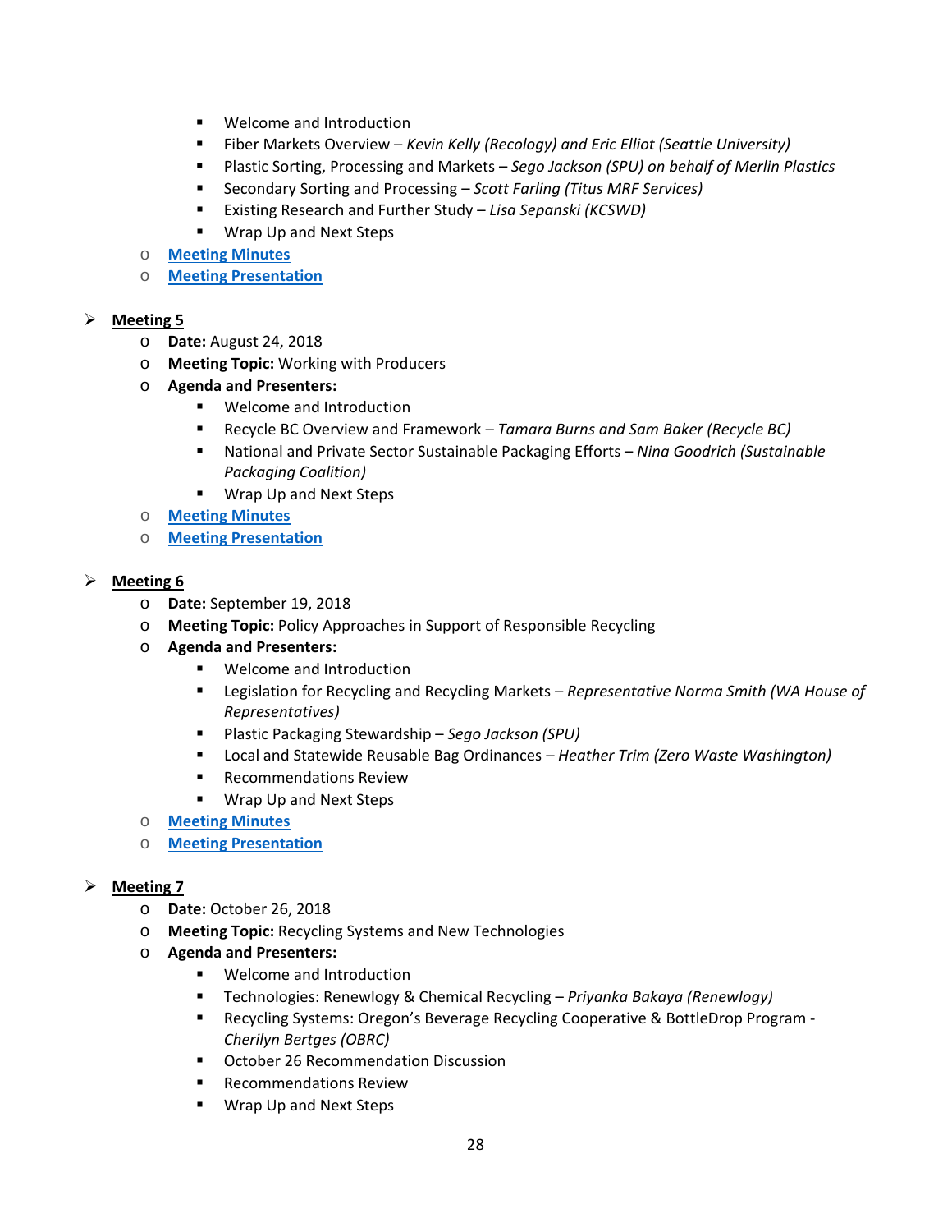- Welcome and Introduction
    - Fiber Markets Overview – *Kevin Kelly (Recology) and Eric Elliot (Seattle University)*
    - Plastic Sorting, Processing and Markets – *Sego Jackson (SPU) on behalf of Merlin Plastics*
    - Secondary Sorting and Processing – *Scott Farling (Titus MRF Services)*
    - Existing Research and Further Study – *Lisa Sepanski (KCSWD)*
    - Wrap Up and Next Steps
  - **Meeting Minutes**
  - **Meeting Presentation**

- **Meeting 5**
  - **Date:** August 24, 2018
  - **Meeting Topic:** Working with Producers
  - **Agenda and Presenters:**
    - Welcome and Introduction
    - Recycle BC Overview and Framework – *Tamara Burns and Sam Baker (Recycle BC)*
    - National and Private Sector Sustainable Packaging Efforts – *Nina Goodrich (Sustainable Packaging Coalition)*
    - Wrap Up and Next Steps
  - **Meeting Minutes**
  - **Meeting Presentation**

- **Meeting 6**
  - **Date:** September 19, 2018
  - **Meeting Topic:** Policy Approaches in Support of Responsible Recycling
  - **Agenda and Presenters:**
    - Welcome and Introduction
    - Legislation for Recycling and Recycling Markets – *Representative Norma Smith (WA House of Representatives)*
    - Plastic Packaging Stewardship – *Sego Jackson (SPU)*
    - Local and Statewide Reusable Bag Ordinances – *Heather Trim (Zero Waste Washington)*
    - Recommendations Review
    - Wrap Up and Next Steps
  - **Meeting Minutes**
  - **Meeting Presentation**

- **Meeting 7**
  - **Date:** October 26, 2018
  - **Meeting Topic:** Recycling Systems and New Technologies
  - **Agenda and Presenters:**
    - Welcome and Introduction
    - Technologies: Renewlogy & Chemical Recycling – *Priyanka Bakaya (Renewlogy)*
    - Recycling Systems: Oregon's Beverage Recycling Cooperative & BottleDrop Program - *Cherilyn Bertges (OBRC)*
    - October 26 Recommendation Discussion
    - Recommendations Review
    - Wrap Up and Next Steps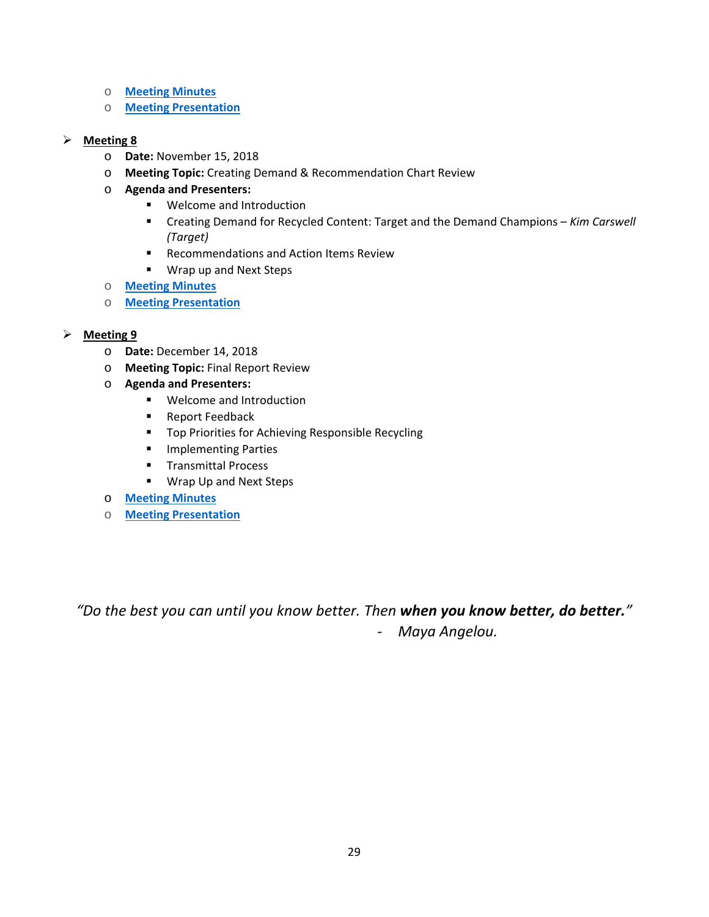- [Meeting Minutes]
- [Meeting Presentation]

- **Meeting 8**
  - **Date:** November 15, 2018
  - **Meeting Topic:** Creating Demand & Recommendation Chart Review
  - **Agenda and Presenters:**
    - Welcome and Introduction
    - Creating Demand for Recycled Content: Target and the Demand Champions – *Kim Carswell (Target)*
    - Recommendations and Action Items Review
    - Wrap up and Next Steps
  - [Meeting Minutes]
  - [Meeting Presentation]

- **Meeting 9**
  - **Date:** December 14, 2018
  - **Meeting Topic:** Final Report Review
  - **Agenda and Presenters:**
    - Welcome and Introduction
    - Report Feedback
    - Top Priorities for Achieving Responsible Recycling
    - Implementing Parties
    - Transmittal Process
    - Wrap Up and Next Steps
  - [Meeting Minutes]
  - [Meeting Presentation]

*"Do the best you can until you know better. Then **when you know better, do better.**"*

*- Maya Angelou.*